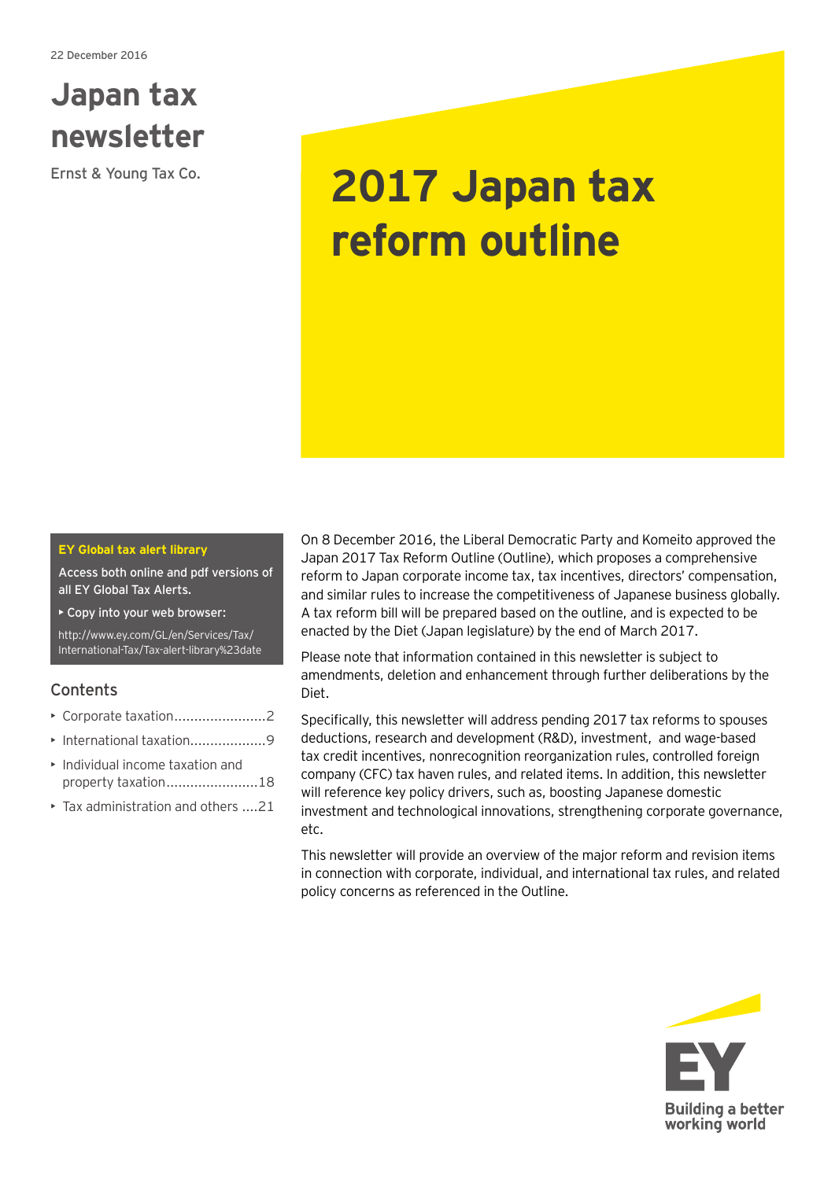22 December 2016

# Japan tax newsletter

Ernst & Young Tax Co.

# 2017 Japan tax reform outline

**EY Global tax alert library**

Access both online and pdf versions of all EY Global Tax Alerts.

- Copy into your web browser:

http://www.ey.com/GL/en/Services/Tax/International-Tax/Tax-alert-library%23date

## Contents

- Corporate taxation.......................2
- International taxation...................9
- Individual income taxation and property taxation.......................18
- Tax administration and others ....21

On 8 December 2016, the Liberal Democratic Party and Komeito approved the Japan 2017 Tax Reform Outline (Outline), which proposes a comprehensive reform to Japan corporate income tax, tax incentives, directors' compensation, and similar rules to increase the competitiveness of Japanese business globally. A tax reform bill will be prepared based on the outline, and is expected to be enacted by the Diet (Japan legislature) by the end of March 2017.

Please note that information contained in this newsletter is subject to amendments, deletion and enhancement through further deliberations by the Diet.

Specifically, this newsletter will address pending 2017 tax reforms to spouses deductions, research and development (R&D), investment, and wage-based tax credit incentives, nonrecognition reorganization rules, controlled foreign company (CFC) tax haven rules, and related items. In addition, this newsletter will reference key policy drivers, such as, boosting Japanese domestic investment and technological innovations, strengthening corporate governance, etc.

This newsletter will provide an overview of the major reform and revision items in connection with corporate, individual, and international tax rules, and related policy concerns as referenced in the Outline.

EY

Building a better working world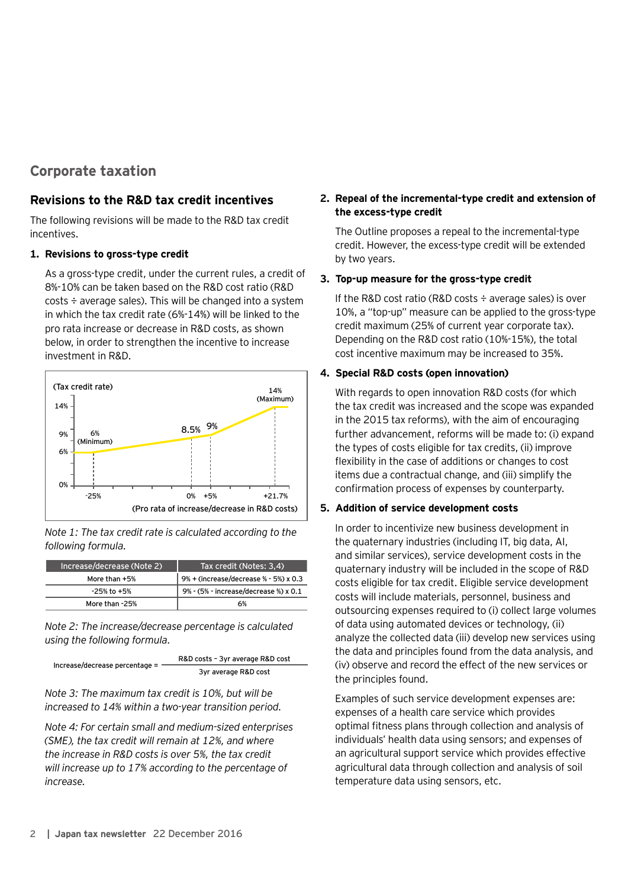## Corporate taxation

### Revisions to the R&D tax credit incentives

The following revisions will be made to the R&D tax credit incentives.

1. **Revisions to gross-type credit**

   As a gross-type credit, under the current rules, a credit of 8%-10% can be taken based on the R&D cost ratio (R&D costs ÷ average sales). This will be changed into a system in which the tax credit rate (6%-14%) will be linked to the pro rata increase or decrease in R&D costs, as shown below, in order to strengthen the incentive to increase investment in R&D.

   (Tax credit rate)

   14%, 9%, 6%, 0%

   6% (Minimum) at -25%; 8.5% at 0%; 9% at +5%; 14% (Maximum) at +21.7%

   (Pro rata of increase/decrease in R&D costs)

   *Note 1: The tax credit rate is calculated according to the following formula.*

   | Increase/decrease (Note 2) | Tax credit (Notes: 3,4) |
   |---|---|
   | More than +5% | 9% + (increase/decrease % - 5%) x 0.3 |
   | -25% to +5% | 9% - (5% - increase/decrease %) x 0.1 |
   | More than -25% | 6% |

   *Note 2: The increase/decrease percentage is calculated using the following formula.*

   $$\text{Increase/decrease percentage} = \frac{\text{R\&D costs} - \text{3yr average R\&D cost}}{\text{3yr average R\&D cost}}$$

   *Note 3: The maximum tax credit is 10%, but will be increased to 14% within a two-year transition period.*

   *Note 4: For certain small and medium-sized enterprises (SME), the tax credit will remain at 12%, and where the increase in R&D costs is over 5%, the tax credit will increase up to 17% according to the percentage of increase.*

2. **Repeal of the incremental-type credit and extension of the excess-type credit**

   The Outline proposes a repeal to the incremental-type credit. However, the excess-type credit will be extended by two years.

3. **Top-up measure for the gross-type credit**

   If the R&D cost ratio (R&D costs ÷ average sales) is over 10%, a "top-up" measure can be applied to the gross-type credit maximum (25% of current year corporate tax). Depending on the R&D cost ratio (10%-15%), the total cost incentive maximum may be increased to 35%.

4. **Special R&D costs (open innovation)**

   With regards to open innovation R&D costs (for which the tax credit was increased and the scope was expanded in the 2015 tax reforms), with the aim of encouraging further advancement, reforms will be made to: (i) expand the types of costs eligible for tax credits, (ii) improve flexibility in the case of additions or changes to cost items due a contractual change, and (iii) simplify the confirmation process of expenses by counterparty.

5. **Addition of service development costs**

   In order to incentivize new business development in the quaternary industries (including IT, big data, AI, and similar services), service development costs in the quaternary industry will be included in the scope of R&D costs eligible for tax credit. Eligible service development costs will include materials, personnel, business and outsourcing expenses required to (i) collect large volumes of data using automated devices or technology, (ii) analyze the collected data (iii) develop new services using the data and principles found from the data analysis, and (iv) observe and record the effect of the new services or the principles found.

   Examples of such service development expenses are: expenses of a health care service which provides optimal fitness plans through collection and analysis of individuals' health data using sensors; and expenses of an agricultural support service which provides effective agricultural data through collection and analysis of soil temperature data using sensors, etc.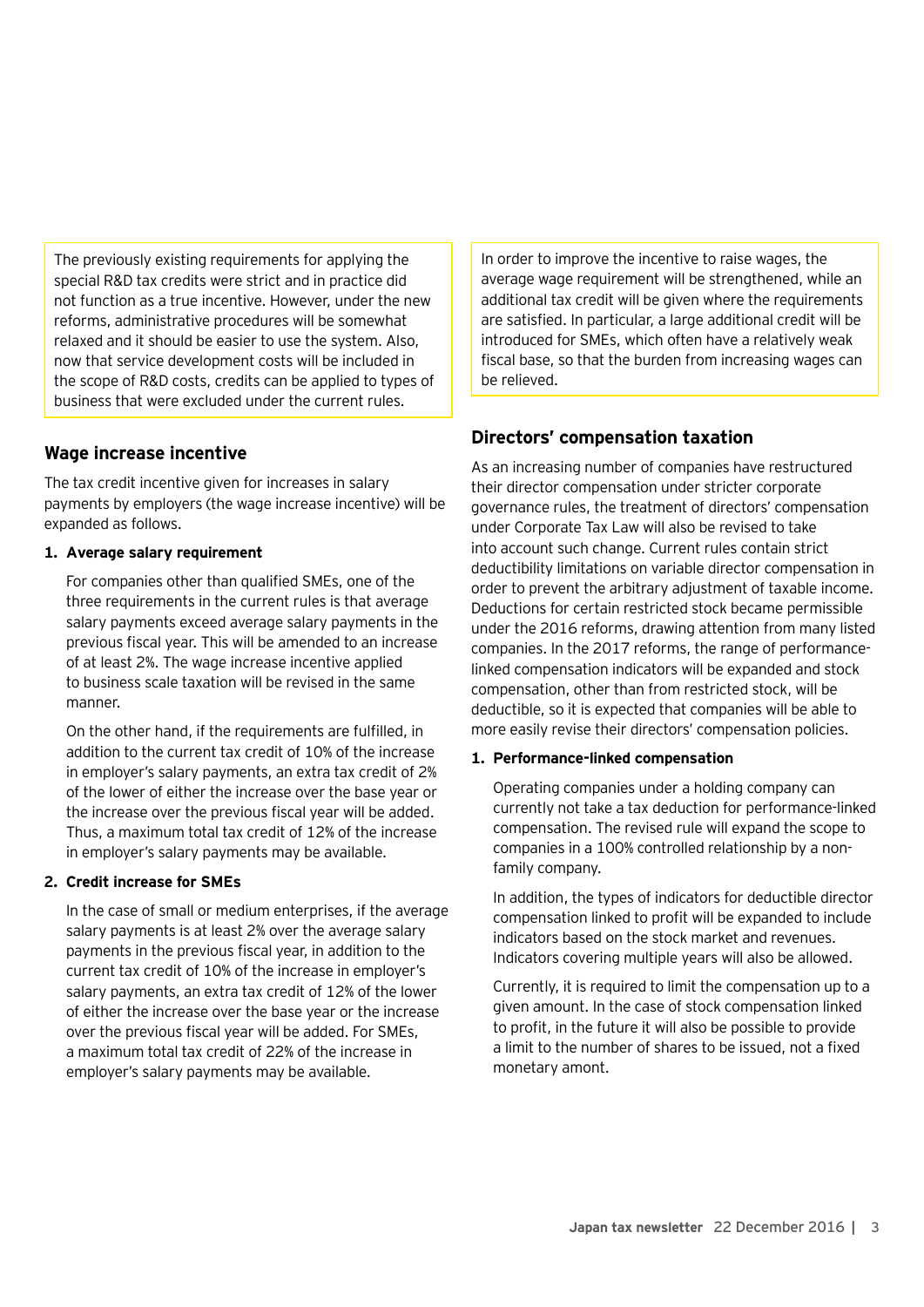The previously existing requirements for applying the special R&D tax credits were strict and in practice did not function as a true incentive. However, under the new reforms, administrative procedures will be somewhat relaxed and it should be easier to use the system. Also, now that service development costs will be included in the scope of R&D costs, credits can be applied to types of business that were excluded under the current rules.

## Wage increase incentive

The tax credit incentive given for increases in salary payments by employers (the wage increase incentive) will be expanded as follows.

**1. Average salary requirement**

For companies other than qualified SMEs, one of the three requirements in the current rules is that average salary payments exceed average salary payments in the previous fiscal year. This will be amended to an increase of at least 2%. The wage increase incentive applied to business scale taxation will be revised in the same manner.

On the other hand, if the requirements are fulfilled, in addition to the current tax credit of 10% of the increase in employer's salary payments, an extra tax credit of 2% of the lower of either the increase over the base year or the increase over the previous fiscal year will be added. Thus, a maximum total tax credit of 12% of the increase in employer's salary payments may be available.

**2. Credit increase for SMEs**

In the case of small or medium enterprises, if the average salary payments is at least 2% over the average salary payments in the previous fiscal year, in addition to the current tax credit of 10% of the increase in employer's salary payments, an extra tax credit of 12% of the lower of either the increase over the base year or the increase over the previous fiscal year will be added. For SMEs, a maximum total tax credit of 22% of the increase in employer's salary payments may be available.

In order to improve the incentive to raise wages, the average wage requirement will be strengthened, while an additional tax credit will be given where the requirements are satisfied. In particular, a large additional credit will be introduced for SMEs, which often have a relatively weak fiscal base, so that the burden from increasing wages can be relieved.

## Directors' compensation taxation

As an increasing number of companies have restructured their director compensation under stricter corporate governance rules, the treatment of directors' compensation under Corporate Tax Law will also be revised to take into account such change. Current rules contain strict deductibility limitations on variable director compensation in order to prevent the arbitrary adjustment of taxable income. Deductions for certain restricted stock became permissible under the 2016 reforms, drawing attention from many listed companies. In the 2017 reforms, the range of performance-linked compensation indicators will be expanded and stock compensation, other than from restricted stock, will be deductible, so it is expected that companies will be able to more easily revise their directors' compensation policies.

**1. Performance-linked compensation**

Operating companies under a holding company can currently not take a tax deduction for performance-linked compensation. The revised rule will expand the scope to companies in a 100% controlled relationship by a non-family company.

In addition, the types of indicators for deductible director compensation linked to profit will be expanded to include indicators based on the stock market and revenues. Indicators covering multiple years will also be allowed.

Currently, it is required to limit the compensation up to a given amount. In the case of stock compensation linked to profit, in the future it will also be possible to provide a limit to the number of shares to be issued, not a fixed monetary amont.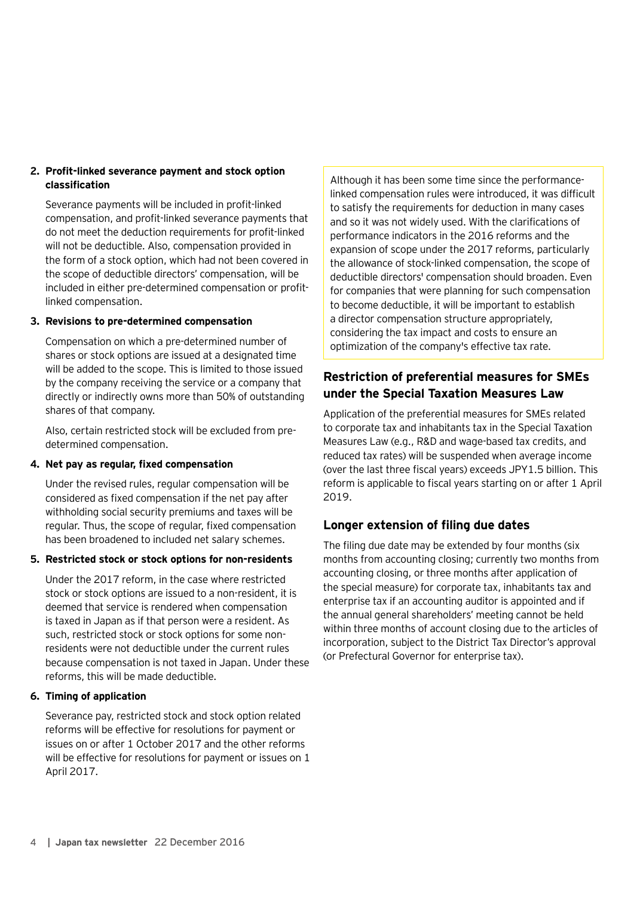2. **Profit-linked severance payment and stock option classification**

   Severance payments will be included in profit-linked compensation, and profit-linked severance payments that do not meet the deduction requirements for profit-linked will not be deductible. Also, compensation provided in the form of a stock option, which had not been covered in the scope of deductible directors' compensation, will be included in either pre-determined compensation or profit-linked compensation.

3. **Revisions to pre-determined compensation**

   Compensation on which a pre-determined number of shares or stock options are issued at a designated time will be added to the scope. This is limited to those issued by the company receiving the service or a company that directly or indirectly owns more than 50% of outstanding shares of that company.

   Also, certain restricted stock will be excluded from pre-determined compensation.

4. **Net pay as regular, fixed compensation**

   Under the revised rules, regular compensation will be considered as fixed compensation if the net pay after withholding social security premiums and taxes will be regular. Thus, the scope of regular, fixed compensation has been broadened to included net salary schemes.

5. **Restricted stock or stock options for non-residents**

   Under the 2017 reform, in the case where restricted stock or stock options are issued to a non-resident, it is deemed that service is rendered when compensation is taxed in Japan as if that person were a resident. As such, restricted stock or stock options for some non-residents were not deductible under the current rules because compensation is not taxed in Japan. Under these reforms, this will be made deductible.

6. **Timing of application**

   Severance pay, restricted stock and stock option related reforms will be effective for resolutions for payment or issues on or after 1 October 2017 and the other reforms will be effective for resolutions for payment or issues on 1 April 2017.

Although it has been some time since the performance-linked compensation rules were introduced, it was difficult to satisfy the requirements for deduction in many cases and so it was not widely used. With the clarifications of performance indicators in the 2016 reforms and the expansion of scope under the 2017 reforms, particularly the allowance of stock-linked compensation, the scope of deductible directors' compensation should broaden. Even for companies that were planning for such compensation to become deductible, it will be important to establish a director compensation structure appropriately, considering the tax impact and costs to ensure an optimization of the company's effective tax rate.

## Restriction of preferential measures for SMEs under the Special Taxation Measures Law

Application of the preferential measures for SMEs related to corporate tax and inhabitants tax in the Special Taxation Measures Law (e.g., R&D and wage-based tax credits, and reduced tax rates) will be suspended when average income (over the last three fiscal years) exceeds JPY1.5 billion. This reform is applicable to fiscal years starting on or after 1 April 2019.

## Longer extension of filing due dates

The filing due date may be extended by four months (six months from accounting closing; currently two months from accounting closing, or three months after application of the special measure) for corporate tax, inhabitants tax and enterprise tax if an accounting auditor is appointed and if the annual general shareholders' meeting cannot be held within three months of account closing due to the articles of incorporation, subject to the District Tax Director's approval (or Prefectural Governor for enterprise tax).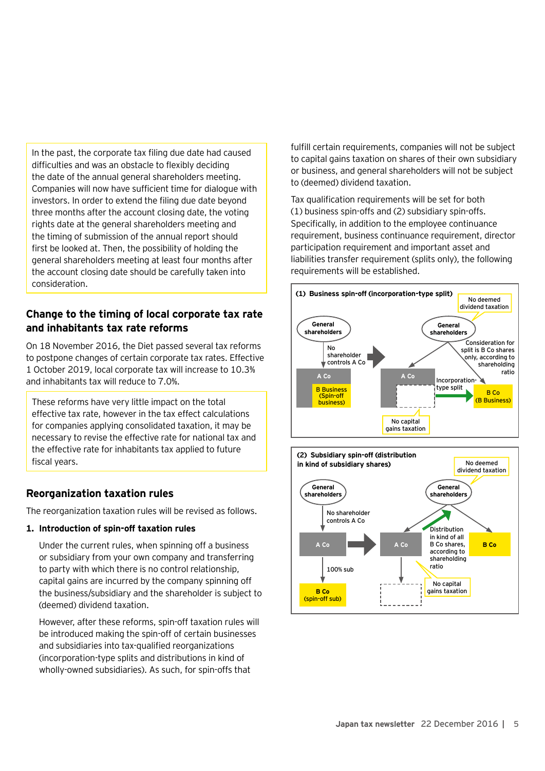In the past, the corporate tax filing due date had caused difficulties and was an obstacle to flexibly deciding the date of the annual general shareholders meeting. Companies will now have sufficient time for dialogue with investors. In order to extend the filing due date beyond three months after the account closing date, the voting rights date at the general shareholders meeting and the timing of submission of the annual report should first be looked at. Then, the possibility of holding the general shareholders meeting at least four months after the account closing date should be carefully taken into consideration.

## Change to the timing of local corporate tax rate and inhabitants tax rate reforms

On 18 November 2016, the Diet passed several tax reforms to postpone changes of certain corporate tax rates. Effective 1 October 2019, local corporate tax will increase to 10.3% and inhabitants tax will reduce to 7.0%.

These reforms have very little impact on the total effective tax rate, however in the tax effect calculations for companies applying consolidated taxation, it may be necessary to revise the effective rate for national tax and the effective rate for inhabitants tax applied to future fiscal years.

## Reorganization taxation rules

The reorganization taxation rules will be revised as follows.

### 1. Introduction of spin-off taxation rules

Under the current rules, when spinning off a business or subsidiary from your own company and transferring to party with which there is no control relationship, capital gains are incurred by the company spinning off the business/subsidiary and the shareholder is subject to (deemed) dividend taxation.

However, after these reforms, spin-off taxation rules will be introduced making the spin-off of certain businesses and subsidiaries into tax-qualified reorganizations (incorporation-type splits and distributions in kind of wholly-owned subsidiaries). As such, for spin-offs that fulfill certain requirements, companies will not be subject to capital gains taxation on shares of their own subsidiary or business, and general shareholders will not be subject to (deemed) dividend taxation.

Tax qualification requirements will be set for both (1) business spin-offs and (2) subsidiary spin-offs. Specifically, in addition to the employee continuance requirement, business continuance requirement, director participation requirement and important asset and liabilities transfer requirement (splits only), the following requirements will be established.

**(1) Business spin-off (incorporation-type split)**

General shareholders — No shareholder controls A Co — A Co — B Business (Spin-off business)

General shareholders — A Co — Incorporation-type split — B Co (B Business)

No deemed dividend taxation

Consideration for split is B Co shares only, according to shareholding ratio

No capital gains taxation

**(2) Subsidiary spin-off (distribution in kind of subsidiary shares)**

General shareholders — No shareholder controls A Co — A Co — 100% sub — B Co (spin-off sub)

General shareholders — A Co — B Co

No deemed dividend taxation

Distribution in kind of all B Co shares, according to shareholding ratio

No capital gains taxation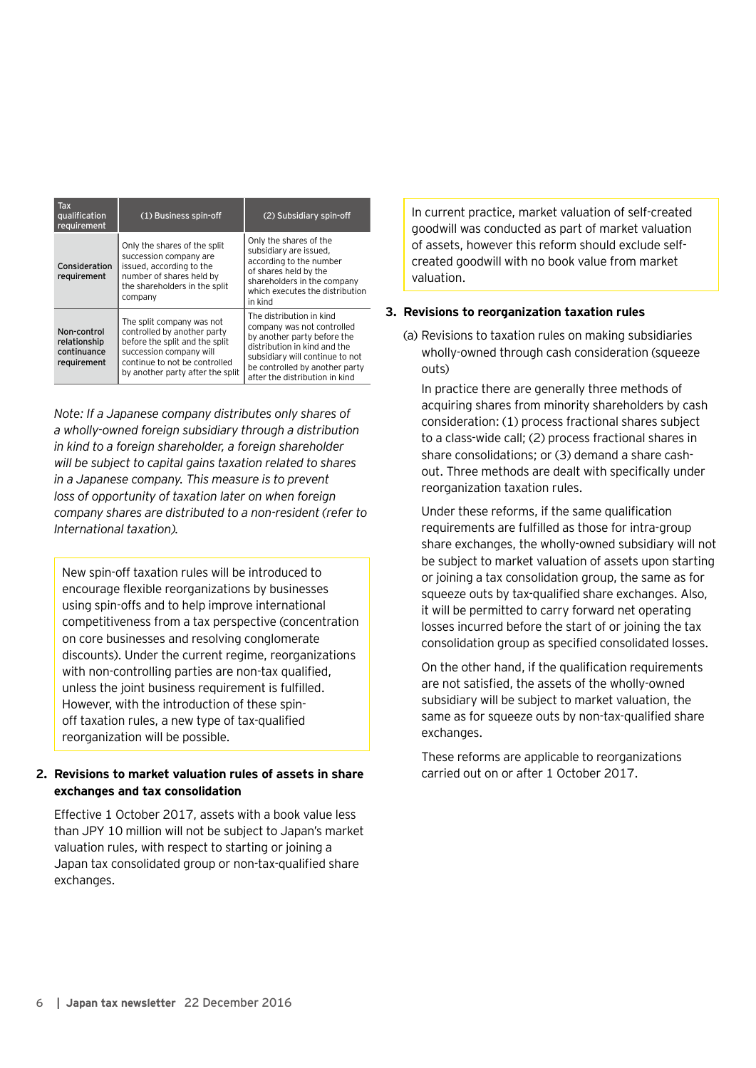| Tax qualification requirement | (1) Business spin-off | (2) Subsidiary spin-off |
| --- | --- | --- |
| Consideration requirement | Only the shares of the split succession company are issued, according to the number of shares held by the shareholders in the split company | Only the shares of the subsidiary are issued, according to the number of shares held by the shareholders in the company which executes the distribution in kind |
| Non-control relationship continuance requirement | The split company was not controlled by another party before the split and the split succession company will continue to not be controlled by another party after the split | The distribution in kind company was not controlled by another party before the distribution in kind and the subsidiary will continue to not be controlled by another party after the distribution in kind |

*Note: If a Japanese company distributes only shares of a wholly-owned foreign subsidiary through a distribution in kind to a foreign shareholder, a foreign shareholder will be subject to capital gains taxation related to shares in a Japanese company. This measure is to prevent loss of opportunity of taxation later on when foreign company shares are distributed to a non-resident (refer to International taxation).*

New spin-off taxation rules will be introduced to encourage flexible reorganizations by businesses using spin-offs and to help improve international competitiveness from a tax perspective (concentration on core businesses and resolving conglomerate discounts). Under the current regime, reorganizations with non-controlling parties are non-tax qualified, unless the joint business requirement is fulfilled. However, with the introduction of these spin-off taxation rules, a new type of tax-qualified reorganization will be possible.

**2. Revisions to market valuation rules of assets in share exchanges and tax consolidation**

Effective 1 October 2017, assets with a book value less than JPY 10 million will not be subject to Japan's market valuation rules, with respect to starting or joining a Japan tax consolidated group or non-tax-qualified share exchanges.

In current practice, market valuation of self-created goodwill was conducted as part of market valuation of assets, however this reform should exclude self-created goodwill with no book value from market valuation.

**3. Revisions to reorganization taxation rules**

(a) Revisions to taxation rules on making subsidiaries wholly-owned through cash consideration (squeeze outs)

In practice there are generally three methods of acquiring shares from minority shareholders by cash consideration: (1) process fractional shares subject to a class-wide call; (2) process fractional shares in share consolidations; or (3) demand a share cash-out. Three methods are dealt with specifically under reorganization taxation rules.

Under these reforms, if the same qualification requirements are fulfilled as those for intra-group share exchanges, the wholly-owned subsidiary will not be subject to market valuation of assets upon starting or joining a tax consolidation group, the same as for squeeze outs by tax-qualified share exchanges. Also, it will be permitted to carry forward net operating losses incurred before the start of or joining the tax consolidation group as specified consolidated losses.

On the other hand, if the qualification requirements are not satisfied, the assets of the wholly-owned subsidiary will be subject to market valuation, the same as for squeeze outs by non-tax-qualified share exchanges.

These reforms are applicable to reorganizations carried out on or after 1 October 2017.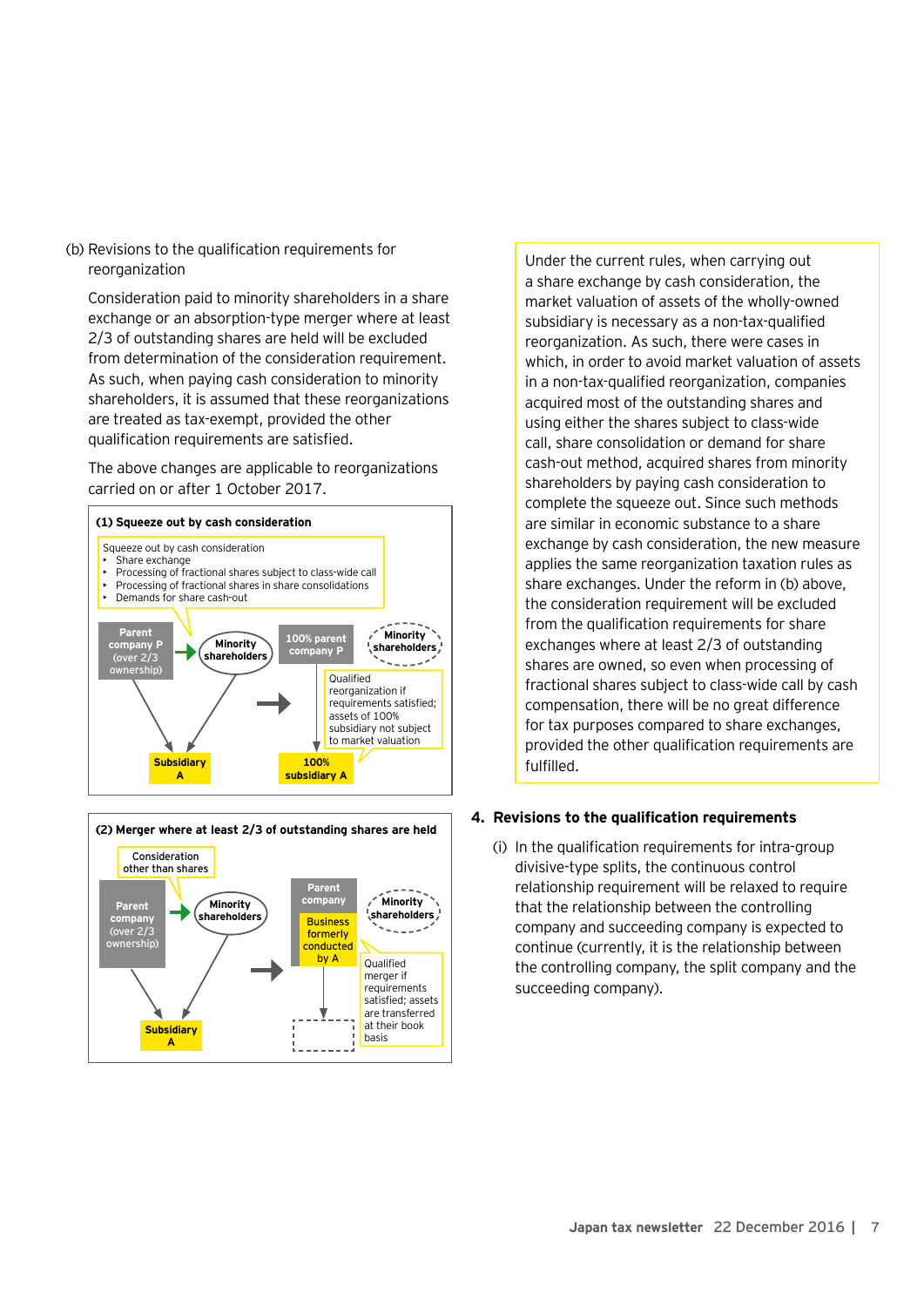(b) Revisions to the qualification requirements for reorganization

Consideration paid to minority shareholders in a share exchange or an absorption-type merger where at least 2/3 of outstanding shares are held will be excluded from determination of the consideration requirement. As such, when paying cash consideration to minority shareholders, it is assumed that these reorganizations are treated as tax-exempt, provided the other qualification requirements are satisfied.

The above changes are applicable to reorganizations carried on or after 1 October 2017.

**(1) Squeeze out by cash consideration**

Squeeze out by cash consideration
- Share exchange
- Processing of fractional shares subject to class-wide call
- Processing of fractional shares in share consolidations
- Demands for share cash-out

Parent company P (over 2/3 ownership) → Minority shareholders; Subsidiary A

100% parent company P; Minority shareholders; 100% subsidiary A

Qualified reorganization if requirements satisfied; assets of 100% subsidiary not subject to market valuation

**(2) Merger where at least 2/3 of outstanding shares are held**

Consideration other than shares

Parent company (over 2/3 ownership) → Minority shareholders; Subsidiary A

Parent company; Business formerly conducted by A; Minority shareholders

Qualified merger if requirements satisfied; assets are transferred at their book basis

Under the current rules, when carrying out a share exchange by cash consideration, the market valuation of assets of the wholly-owned subsidiary is necessary as a non-tax-qualified reorganization. As such, there were cases in which, in order to avoid market valuation of assets in a non-tax-qualified reorganization, companies acquired most of the outstanding shares and using either the shares subject to class-wide call, share consolidation or demand for share cash-out method, acquired shares from minority shareholders by paying cash consideration to complete the squeeze out. Since such methods are similar in economic substance to a share exchange by cash consideration, the new measure applies the same reorganization taxation rules as share exchanges. Under the reform in (b) above, the consideration requirement will be excluded from the qualification requirements for share exchanges where at least 2/3 of outstanding shares are owned, so even when processing of fractional shares subject to class-wide call by cash compensation, there will be no great difference for tax purposes compared to share exchanges, provided the other qualification requirements are fulfilled.

## 4. Revisions to the qualification requirements

(i) In the qualification requirements for intra-group divisive-type splits, the continuous control relationship requirement will be relaxed to require that the relationship between the controlling company and succeeding company is expected to continue (currently, it is the relationship between the controlling company, the split company and the succeeding company).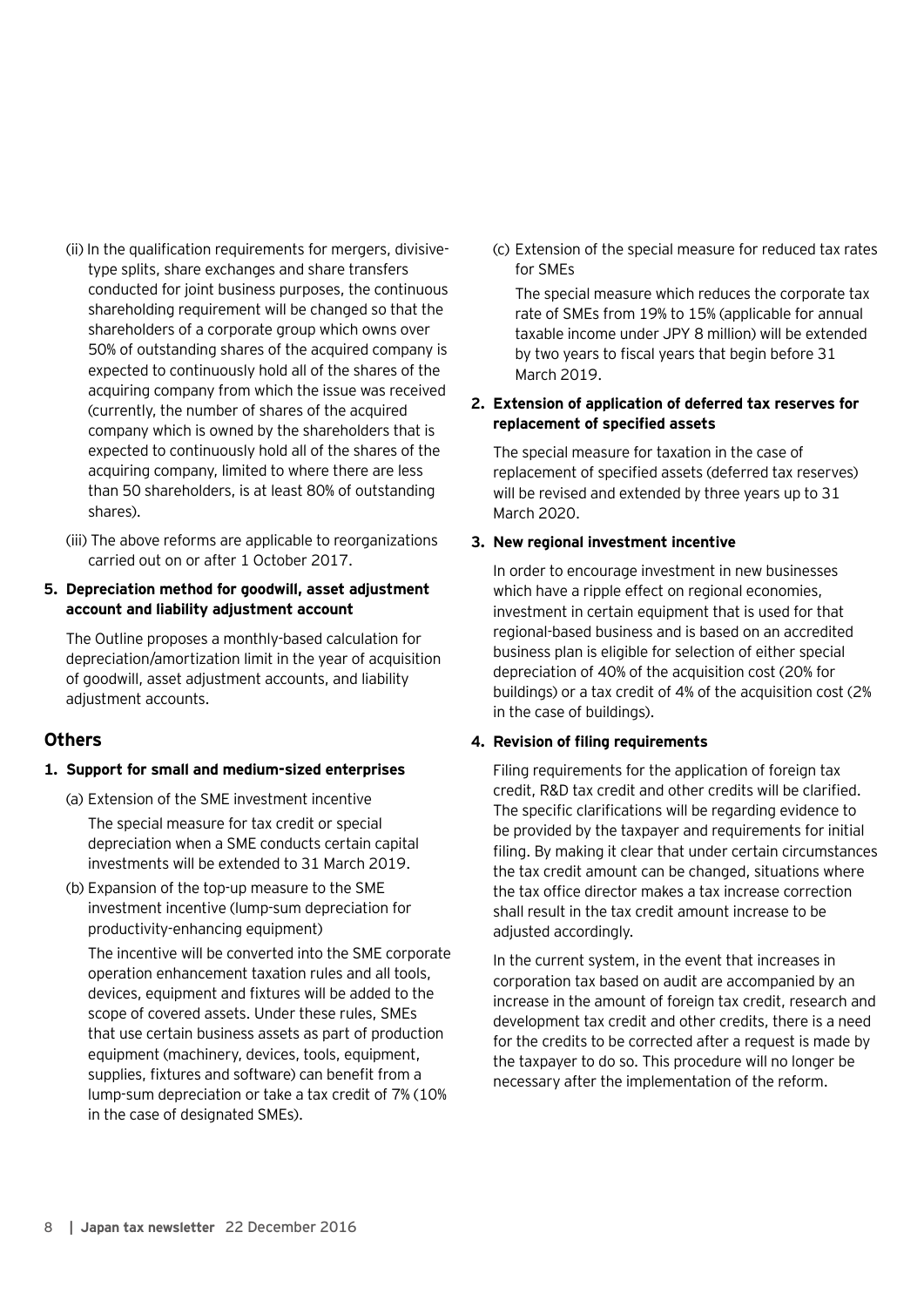(ii) In the qualification requirements for mergers, divisive-type splits, share exchanges and share transfers conducted for joint business purposes, the continuous shareholding requirement will be changed so that the shareholders of a corporate group which owns over 50% of outstanding shares of the acquired company is expected to continuously hold all of the shares of the acquiring company from which the issue was received (currently, the number of shares of the acquired company which is owned by the shareholders that is expected to continuously hold all of the shares of the acquiring company, limited to where there are less than 50 shareholders, is at least 80% of outstanding shares).

(iii) The above reforms are applicable to reorganizations carried out on or after 1 October 2017.

**5. Depreciation method for goodwill, asset adjustment account and liability adjustment account**

The Outline proposes a monthly-based calculation for depreciation/amortization limit in the year of acquisition of goodwill, asset adjustment accounts, and liability adjustment accounts.

## Others

**1. Support for small and medium-sized enterprises**

(a) Extension of the SME investment incentive

The special measure for tax credit or special depreciation when a SME conducts certain capital investments will be extended to 31 March 2019.

(b) Expansion of the top-up measure to the SME investment incentive (lump-sum depreciation for productivity-enhancing equipment)

The incentive will be converted into the SME corporate operation enhancement taxation rules and all tools, devices, equipment and fixtures will be added to the scope of covered assets. Under these rules, SMEs that use certain business assets as part of production equipment (machinery, devices, tools, equipment, supplies, fixtures and software) can benefit from a lump-sum depreciation or take a tax credit of 7% (10% in the case of designated SMEs).

(c) Extension of the special measure for reduced tax rates for SMEs

The special measure which reduces the corporate tax rate of SMEs from 19% to 15% (applicable for annual taxable income under JPY 8 million) will be extended by two years to fiscal years that begin before 31 March 2019.

**2. Extension of application of deferred tax reserves for replacement of specified assets**

The special measure for taxation in the case of replacement of specified assets (deferred tax reserves) will be revised and extended by three years up to 31 March 2020.

**3. New regional investment incentive**

In order to encourage investment in new businesses which have a ripple effect on regional economies, investment in certain equipment that is used for that regional-based business and is based on an accredited business plan is eligible for selection of either special depreciation of 40% of the acquisition cost (20% for buildings) or a tax credit of 4% of the acquisition cost (2% in the case of buildings).

**4. Revision of filing requirements**

Filing requirements for the application of foreign tax credit, R&D tax credit and other credits will be clarified. The specific clarifications will be regarding evidence to be provided by the taxpayer and requirements for initial filing. By making it clear that under certain circumstances the tax credit amount can be changed, situations where the tax office director makes a tax increase correction shall result in the tax credit amount increase to be adjusted accordingly.

In the current system, in the event that increases in corporation tax based on audit are accompanied by an increase in the amount of foreign tax credit, research and development tax credit and other credits, there is a need for the credits to be corrected after a request is made by the taxpayer to do so. This procedure will no longer be necessary after the implementation of the reform.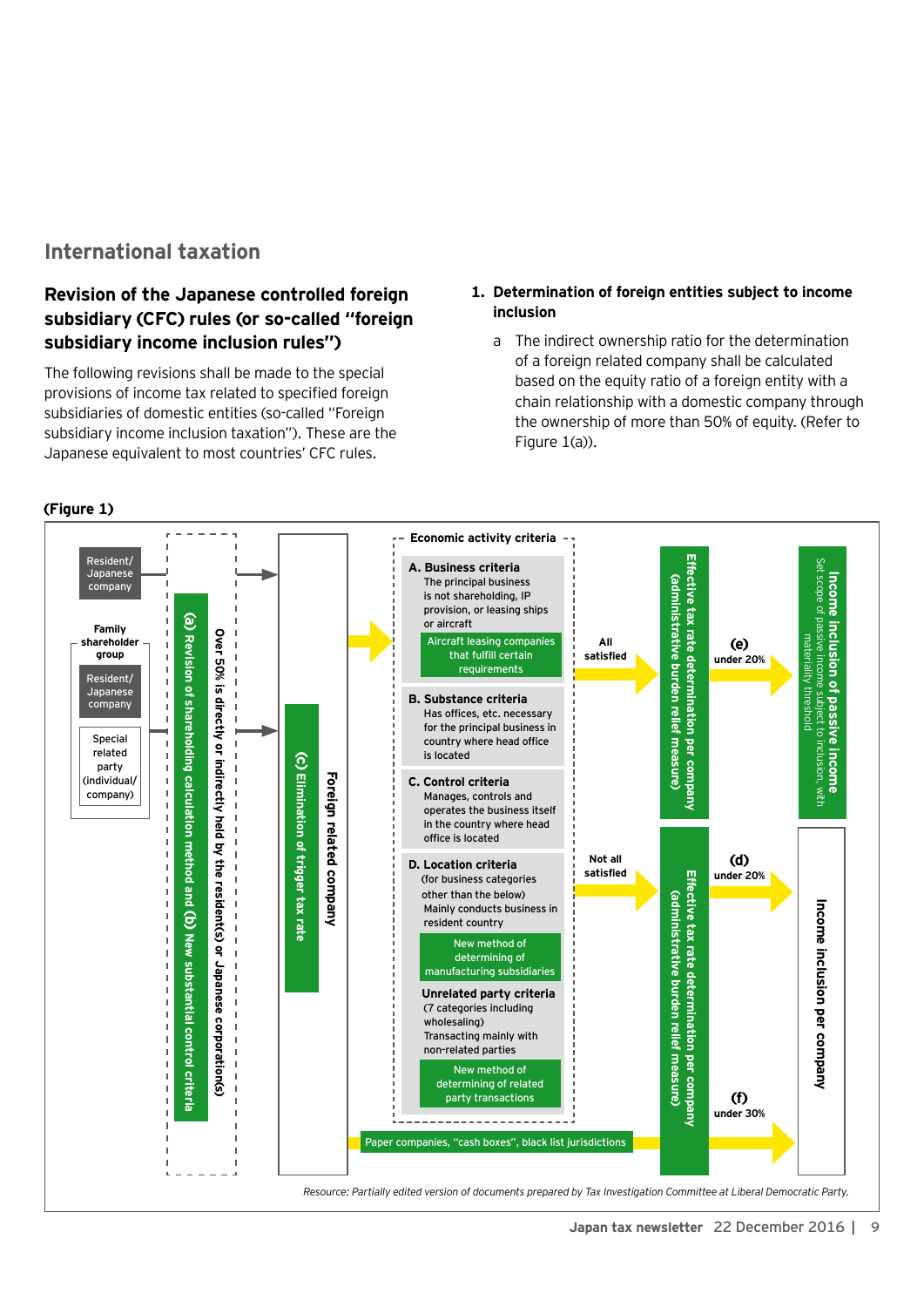## International taxation

### Revision of the Japanese controlled foreign subsidiary (CFC) rules (or so-called "foreign subsidiary income inclusion rules")

The following revisions shall be made to the special provisions of income tax related to specified foreign subsidiaries of domestic entities (so-called "Foreign subsidiary income inclusion taxation"). These are the Japanese equivalent to most countries' CFC rules.

**1. Determination of foreign entities subject to income inclusion**

a The indirect ownership ratio for the determination of a foreign related company shall be calculated based on the equity ratio of a foreign entity with a chain relationship with a domestic company through the ownership of more than 50% of equity. (Refer to Figure 1(a)).

**(Figure 1)**

Resident/ Japanese company

Family shareholder group: Resident/ Japanese company; Special related party (individual/ company)

(a) Revision of shareholding calculation method and (b) New substantial control criteria

Over 50% is directly or indirectly held by the resident(s) or Japanese corporation(s)

Foreign related company

(c) Elimination of trigger tax rate

Economic activity criteria

**A. Business criteria**
The principal business is not shareholding, IP provision, or leasing ships or aircraft
Aircraft leasing companies that fulfill certain requirements

**B. Substance criteria**
Has offices, etc. necessary for the principal business in country where head office is located

**C. Control criteria**
Manages, controls and operates the business itself in the country where head office is located

**D. Location criteria**
(for business categories other than the below)
Mainly conducts business in resident country
New method of determining of manufacturing subsidiaries

**Unrelated party criteria**
(7 categories including wholesaling)
Transacting mainly with non-related parties
New method of determining of related party transactions

All satisfied → Effective tax rate determination per company (administrative burden relief measure) → (e) under 20% → Income inclusion of passive income (Set scope of passive income subject to inclusion, with materiality threshold)

Not all satisfied → Effective tax rate determination per company (administrative burden relief measure) → (d) under 20% → Income inclusion per company

Paper companies, "cash boxes", black list jurisdictions → (f) under 30% → Income inclusion per company

*Resource: Partially edited version of documents prepared by Tax Investigation Committee at Liberal Democratic Party.*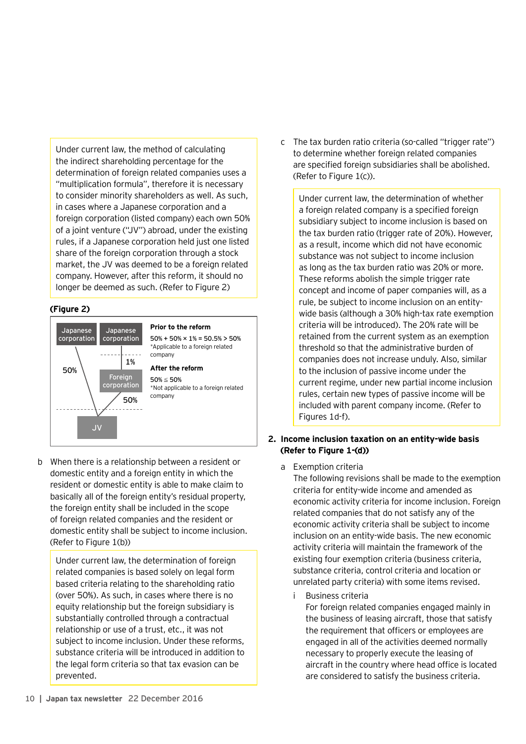Under current law, the method of calculating the indirect shareholding percentage for the determination of foreign related companies uses a "multiplication formula", therefore it is necessary to consider minority shareholders as well. As such, in cases where a Japanese corporation and a foreign corporation (listed company) each own 50% of a joint venture ("JV") abroad, under the existing rules, if a Japanese corporation held just one listed share of the foreign corporation through a stock market, the JV was deemed to be a foreign related company. However, after this reform, it should no longer be deemed as such. (Refer to Figure 2)

**(Figure 2)**

Japanese corporation — 50% → JV

Japanese corporation — 1% → Foreign corporation — 50% → JV

**Prior to the reform**

$50\% + 50\% \times 1\% = 50.5\% > 50\%$

*Applicable to a foreign related company

**After the reform**

$50\% \leq 50\%$

*Not applicable to a foreign related company

b When there is a relationship between a resident or domestic entity and a foreign entity in which the resident or domestic entity is able to make claim to basically all of the foreign entity's residual property, the foreign entity shall be included in the scope of foreign related companies and the resident or domestic entity shall be subject to income inclusion. (Refer to Figure 1(b))

Under current law, the determination of foreign related companies is based solely on legal form based criteria relating to the shareholding ratio (over 50%). As such, in cases where there is no equity relationship but the foreign subsidiary is substantially controlled through a contractual relationship or use of a trust, etc., it was not subject to income inclusion. Under these reforms, substance criteria will be introduced in addition to the legal form criteria so that tax evasion can be prevented.

c The tax burden ratio criteria (so-called "trigger rate") to determine whether foreign related companies are specified foreign subsidiaries shall be abolished. (Refer to Figure 1(c)).

Under current law, the determination of whether a foreign related company is a specified foreign subsidiary subject to income inclusion is based on the tax burden ratio (trigger rate of 20%). However, as a result, income which did not have economic substance was not subject to income inclusion as long as the tax burden ratio was 20% or more. These reforms abolish the simple trigger rate concept and income of paper companies will, as a rule, be subject to income inclusion on an entity-wide basis (although a 30% high-tax rate exemption criteria will be introduced). The 20% rate will be retained from the current system as an exemption threshold so that the administrative burden of companies does not increase unduly. Also, similar to the inclusion of passive income under the current regime, under new partial income inclusion rules, certain new types of passive income will be included with parent company income. (Refer to Figures 1d-f).

**2. Income inclusion taxation on an entity-wide basis (Refer to Figure 1-(d))**

a Exemption criteria

The following revisions shall be made to the exemption criteria for entity-wide income and amended as economic activity criteria for income inclusion. Foreign related companies that do not satisfy any of the economic activity criteria shall be subject to income inclusion on an entity-wide basis. The new economic activity criteria will maintain the framework of the existing four exemption criteria (business criteria, substance criteria, control criteria and location or unrelated party criteria) with some items revised.

i Business criteria

For foreign related companies engaged mainly in the business of leasing aircraft, those that satisfy the requirement that officers or employees are engaged in all of the activities deemed normally necessary to properly execute the leasing of aircraft in the country where head office is located are considered to satisfy the business criteria.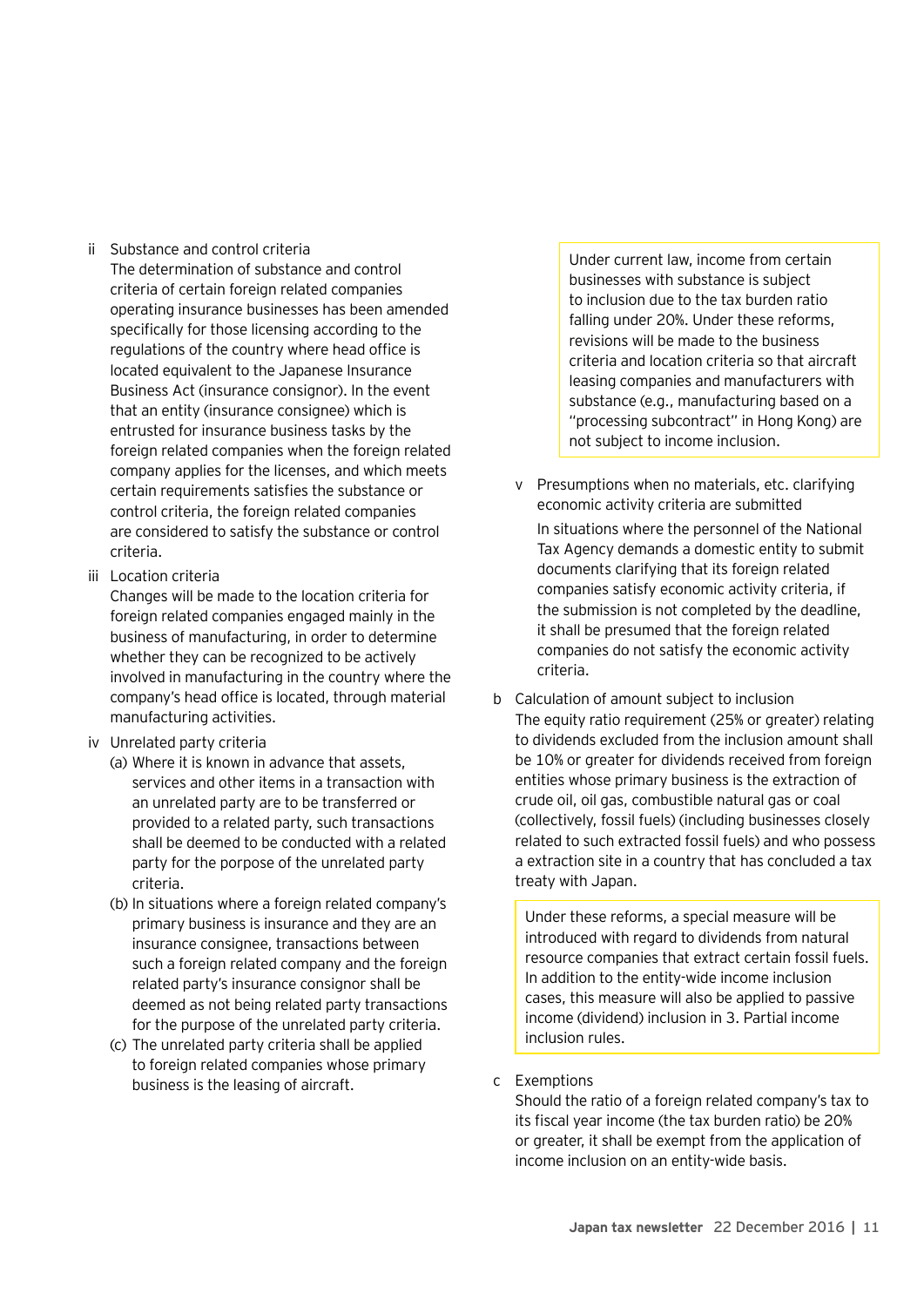ii Substance and control criteria

The determination of substance and control criteria of certain foreign related companies operating insurance businesses has been amended specifically for those licensing according to the regulations of the country where head office is located equivalent to the Japanese Insurance Business Act (insurance consignor). In the event that an entity (insurance consignee) which is entrusted for insurance business tasks by the foreign related companies when the foreign related company applies for the licenses, and which meets certain requirements satisfies the substance or control criteria, the foreign related companies are considered to satisfy the substance or control criteria.

iii Location criteria

Changes will be made to the location criteria for foreign related companies engaged mainly in the business of manufacturing, in order to determine whether they can be recognized to be actively involved in manufacturing in the country where the company's head office is located, through material manufacturing activities.

iv Unrelated party criteria

(a) Where it is known in advance that assets, services and other items in a transaction with an unrelated party are to be transferred or provided to a related party, such transactions shall be deemed to be conducted with a related party for the porpose of the unrelated party criteria.

(b) In situations where a foreign related company's primary business is insurance and they are an insurance consignee, transactions between such a foreign related company and the foreign related party's insurance consignor shall be deemed as not being related party transactions for the purpose of the unrelated party criteria.

(c) The unrelated party criteria shall be applied to foreign related companies whose primary business is the leasing of aircraft.

> Under current law, income from certain businesses with substance is subject to inclusion due to the tax burden ratio falling under 20%. Under these reforms, revisions will be made to the business criteria and location criteria so that aircraft leasing companies and manufacturers with substance (e.g., manufacturing based on a "processing subcontract" in Hong Kong) are not subject to income inclusion.

v Presumptions when no materials, etc. clarifying economic activity criteria are submitted

In situations where the personnel of the National Tax Agency demands a domestic entity to submit documents clarifying that its foreign related companies satisfy economic activity criteria, if the submission is not completed by the deadline, it shall be presumed that the foreign related companies do not satisfy the economic activity criteria.

b Calculation of amount subject to inclusion

The equity ratio requirement (25% or greater) relating to dividends excluded from the inclusion amount shall be 10% or greater for dividends received from foreign entities whose primary business is the extraction of crude oil, oil gas, combustible natural gas or coal (collectively, fossil fuels) (including businesses closely related to such extracted fossil fuels) and who possess a extraction site in a country that has concluded a tax treaty with Japan.

> Under these reforms, a special measure will be introduced with regard to dividends from natural resource companies that extract certain fossil fuels. In addition to the entity-wide income inclusion cases, this measure will also be applied to passive income (dividend) inclusion in 3. Partial income inclusion rules.

c Exemptions

Should the ratio of a foreign related company's tax to its fiscal year income (the tax burden ratio) be 20% or greater, it shall be exempt from the application of income inclusion on an entity-wide basis.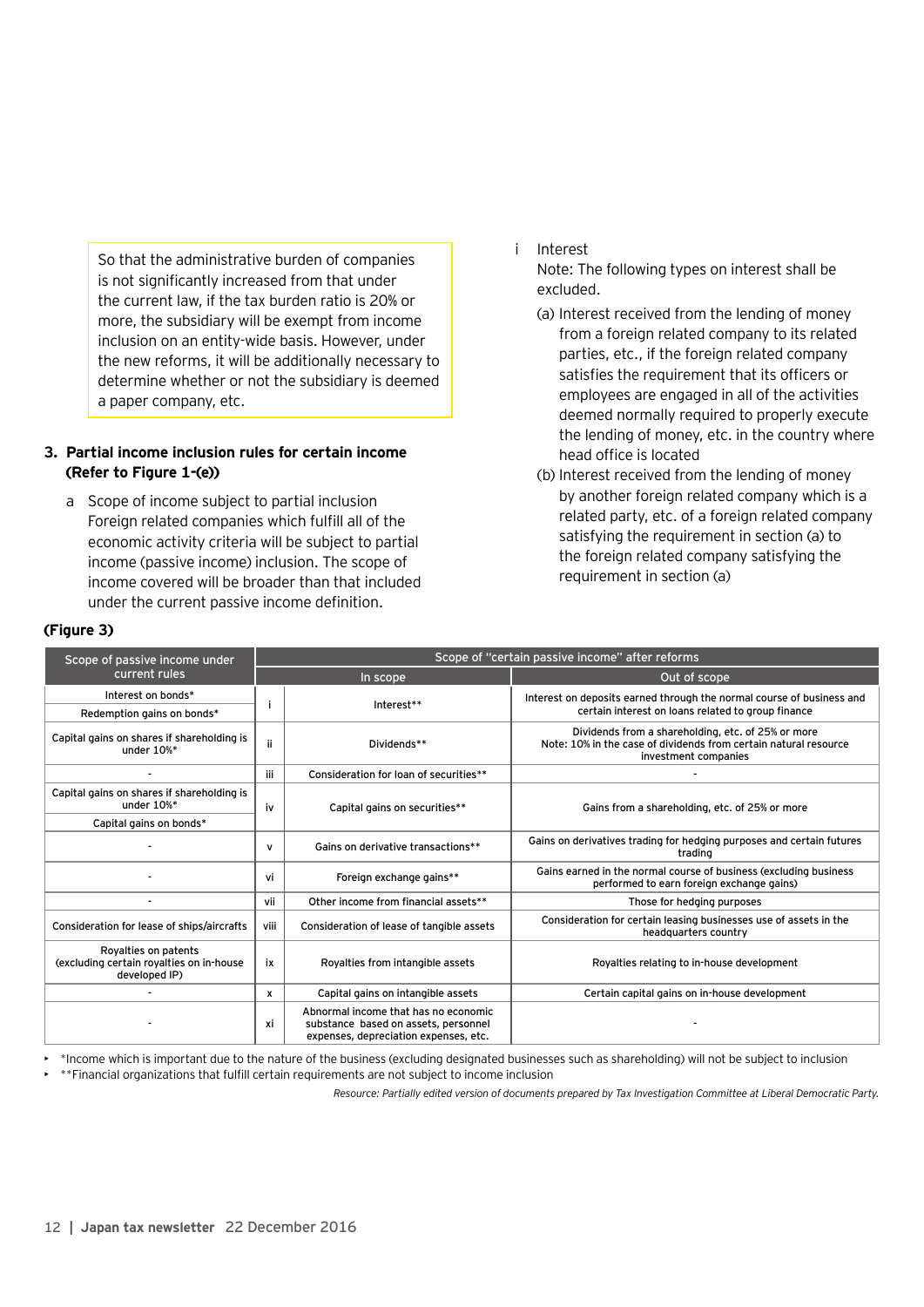So that the administrative burden of companies is not significantly increased from that under the current law, if the tax burden ratio is 20% or more, the subsidiary will be exempt from income inclusion on an entity-wide basis. However, under the new reforms, it will be additionally necessary to determine whether or not the subsidiary is deemed a paper company, etc.

### 3. Partial income inclusion rules for certain income (Refer to Figure 1-(e))

a Scope of income subject to partial inclusion
Foreign related companies which fulfill all of the economic activity criteria will be subject to partial income (passive income) inclusion. The scope of income covered will be broader than that included under the current passive income definition.

i Interest
Note: The following types on interest shall be excluded.

(a) Interest received from the lending of money from a foreign related company to its related parties, etc., if the foreign related company satisfies the requirement that its officers or employees are engaged in all of the activities deemed normally required to properly execute the lending of money, etc. in the country where head office is located

(b) Interest received from the lending of money by another foreign related company which is a related party, etc. of a foreign related company satisfying the requirement in section (a) to the foreign related company satisfying the requirement in section (a)

**(Figure 3)**

| Scope of passive income under current rules | Scope of "certain passive income" after reforms | | |
|---|---|---|---|
| | In scope | | Out of scope |
| Interest on bonds*<br>Redemption gains on bonds* | i | Interest** | Interest on deposits earned through the normal course of business and certain interest on loans related to group finance |
| Capital gains on shares if shareholding is under 10%* | ii | Dividends** | Dividends from a shareholding, etc. of 25% or more<br>Note: 10% in the case of dividends from certain natural resource investment companies |
| - | iii | Consideration for loan of securities** | - |
| Capital gains on shares if shareholding is under 10%*<br>Capital gains on bonds* | iv | Capital gains on securities** | Gains from a shareholding, etc. of 25% or more |
| - | v | Gains on derivative transactions** | Gains on derivatives trading for hedging purposes and certain futures trading |
| - | vi | Foreign exchange gains** | Gains earned in the normal course of business (excluding business performed to earn foreign exchange gains) |
| - | vii | Other income from financial assets** | Those for hedging purposes |
| Consideration for lease of ships/aircrafts | viii | Consideration of lease of tangible assets | Consideration for certain leasing businesses use of assets in the headquarters country |
| Royalties on patents (excluding certain royalties on in-house developed IP) | ix | Royalties from intangible assets | Royalties relating to in-house development |
| - | x | Capital gains on intangible assets | Certain capital gains on in-house development |
| - | xi | Abnormal income that has no economic substance based on assets, personnel expenses, depreciation expenses, etc. | - |

- *Income which is important due to the nature of the business (excluding designated businesses such as shareholding) will not be subject to inclusion
- **Financial organizations that fulfill certain requirements are not subject to income inclusion

*Resource: Partially edited version of documents prepared by Tax Investigation Committee at Liberal Democratic Party.*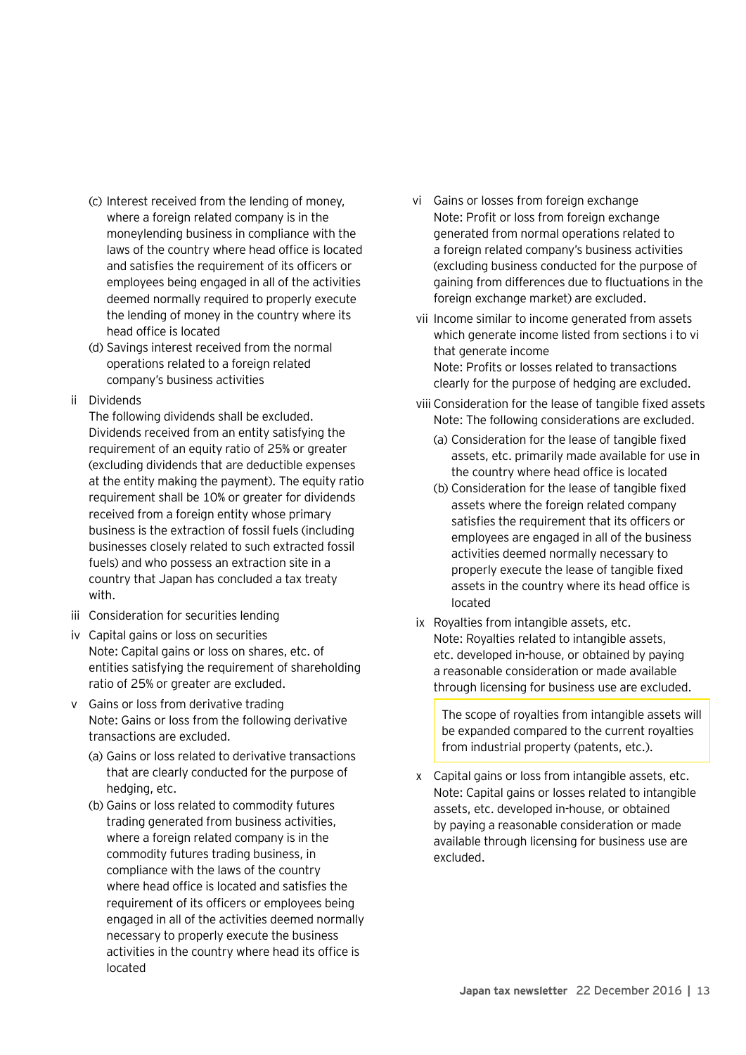(c) Interest received from the lending of money, where a foreign related company is in the moneylending business in compliance with the laws of the country where head office is located and satisfies the requirement of its officers or employees being engaged in all of the activities deemed normally required to properly execute the lending of money in the country where its head office is located

(d) Savings interest received from the normal operations related to a foreign related company's business activities

ii Dividends

The following dividends shall be excluded. Dividends received from an entity satisfying the requirement of an equity ratio of 25% or greater (excluding dividends that are deductible expenses at the entity making the payment). The equity ratio requirement shall be 10% or greater for dividends received from a foreign entity whose primary business is the extraction of fossil fuels (including businesses closely related to such extracted fossil fuels) and who possess an extraction site in a country that Japan has concluded a tax treaty with.

iii Consideration for securities lending

iv Capital gains or loss on securities
Note: Capital gains or loss on shares, etc. of entities satisfying the requirement of shareholding ratio of 25% or greater are excluded.

v Gains or loss from derivative trading
Note: Gains or loss from the following derivative transactions are excluded.

(a) Gains or loss related to derivative transactions that are clearly conducted for the purpose of hedging, etc.

(b) Gains or loss related to commodity futures trading generated from business activities, where a foreign related company is in the commodity futures trading business, in compliance with the laws of the country where head office is located and satisfies the requirement of its officers or employees being engaged in all of the activities deemed normally necessary to properly execute the business activities in the country where head its office is located

vi Gains or losses from foreign exchange
Note: Profit or loss from foreign exchange generated from normal operations related to a foreign related company's business activities (excluding business conducted for the purpose of gaining from differences due to fluctuations in the foreign exchange market) are excluded.

vii Income similar to income generated from assets which generate income listed from sections i to vi that generate income
Note: Profits or losses related to transactions clearly for the purpose of hedging are excluded.

viii Consideration for the lease of tangible fixed assets
Note: The following considerations are excluded.

(a) Consideration for the lease of tangible fixed assets, etc. primarily made available for use in the country where head office is located

(b) Consideration for the lease of tangible fixed assets where the foreign related company satisfies the requirement that its officers or employees are engaged in all of the business activities deemed normally necessary to properly execute the lease of tangible fixed assets in the country where its head office is located

ix Royalties from intangible assets, etc.
Note: Royalties related to intangible assets, etc. developed in-house, or obtained by paying a reasonable consideration or made available through licensing for business use are excluded.

> The scope of royalties from intangible assets will be expanded compared to the current royalties from industrial property (patents, etc.).

x Capital gains or loss from intangible assets, etc.
Note: Capital gains or losses related to intangible assets, etc. developed in-house, or obtained by paying a reasonable consideration or made available through licensing for business use are excluded.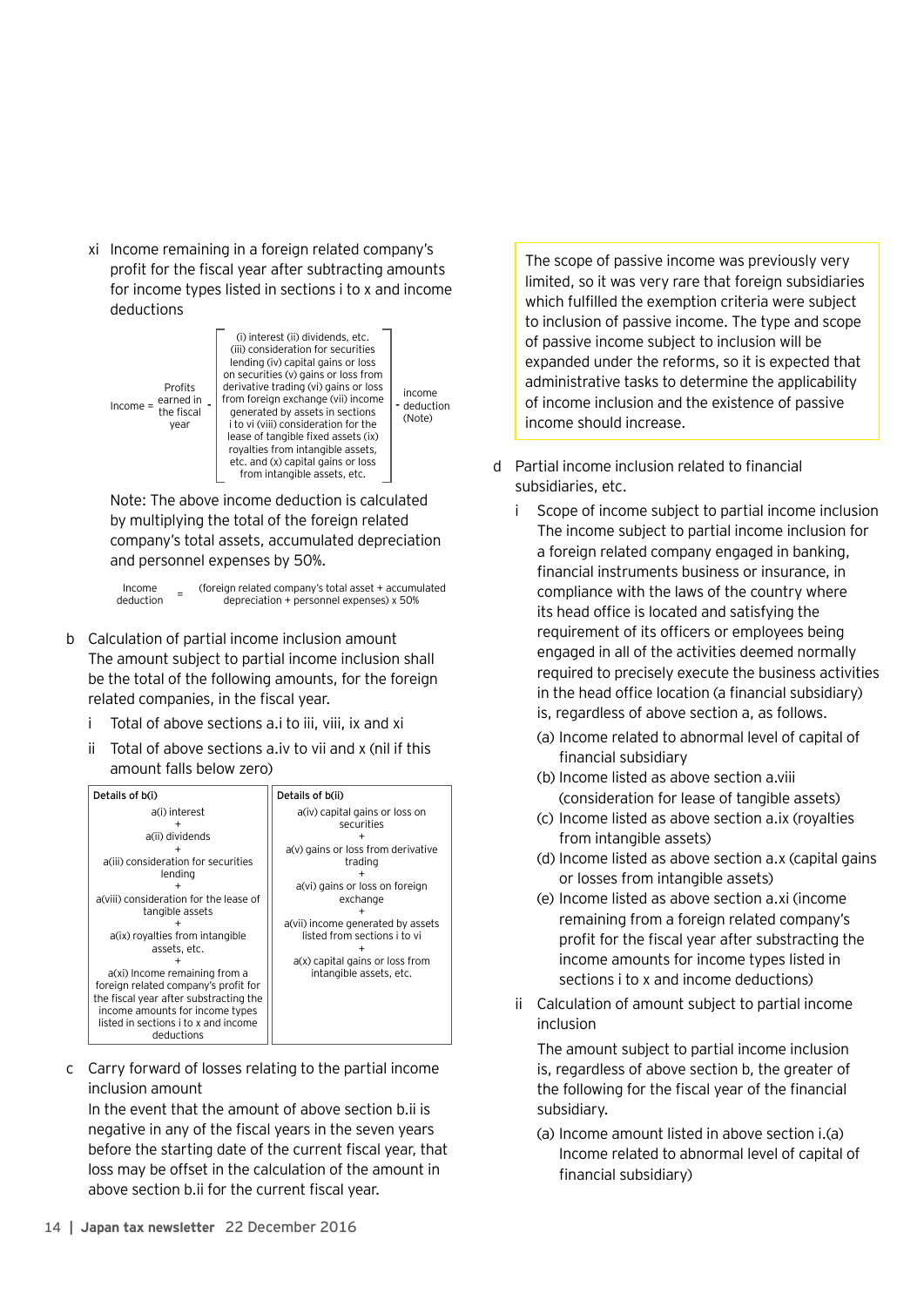xi Income remaining in a foreign related company's profit for the fiscal year after subtracting amounts for income types listed in sections i to x and income deductions

$$\text{Income} = \begin{array}{c}\text{Profits}\\\text{earned in}\\\text{the fiscal}\\\text{year}\end{array} - \left[\begin{array}{c}\text{(i) interest (ii) dividends, etc.}\\\text{(iii) consideration for securities}\\\text{lending (iv) capital gains or loss}\\\text{on securities (v) gains or loss from}\\\text{derivative trading (vi) gains or loss}\\\text{from foreign exchange (vii) income}\\\text{generated by assets in sections}\\\text{i to vi (viii) consideration for the}\\\text{lease of tangible fixed assets (ix)}\\\text{royalties from intangible assets,}\\\text{etc. and (x) capital gains or loss}\\\text{from intangible assets, etc.}\end{array}\right] - \begin{array}{c}\text{income}\\\text{deduction}\\\text{(Note)}\end{array}$$

Note: The above income deduction is calculated by multiplying the total of the foreign related company's total assets, accumulated depreciation and personnel expenses by 50%.

$$\text{Income deduction} = \text{(foreign related company's total asset + accumulated depreciation + personnel expenses)} \times 50\%$$

b Calculation of partial income inclusion amount
The amount subject to partial income inclusion shall be the total of the following amounts, for the foreign related companies, in the fiscal year.

i Total of above sections a.i to iii, viii, ix and xi

ii Total of above sections a.iv to vii and x (nil if this amount falls below zero)

| Details of b(i) | Details of b(ii) |
|---|---|
| a(i) interest<br>+<br>a(ii) dividends<br>+<br>a(iii) consideration for securities lending<br>+<br>a(viii) consideration for the lease of tangible assets<br>+<br>a(ix) royalties from intangible assets, etc.<br>+<br>a(xi) Income remaining from a foreign related company's profit for the fiscal year after substracting the income amounts for income types listed in sections i to x and income deductions | a(iv) capital gains or loss on securities<br>+<br>a(v) gains or loss from derivative trading<br>+<br>a(vi) gains or loss on foreign exchange<br>+<br>a(vii) income generated by assets listed from sections i to vi<br>+<br>a(x) capital gains or loss from intangible assets, etc. |

c Carry forward of losses relating to the partial income inclusion amount
In the event that the amount of above section b.ii is negative in any of the fiscal years in the seven years before the starting date of the current fiscal year, that loss may be offset in the calculation of the amount in above section b.ii for the current fiscal year.

> The scope of passive income was previously very limited, so it was very rare that foreign subsidiaries which fulfilled the exemption criteria were subject to inclusion of passive income. The type and scope of passive income subject to inclusion will be expanded under the reforms, so it is expected that administrative tasks to determine the applicability of income inclusion and the existence of passive income should increase.

d Partial income inclusion related to financial subsidiaries, etc.

i Scope of income subject to partial income inclusion
The income subject to partial income inclusion for a foreign related company engaged in banking, financial instruments business or insurance, in compliance with the laws of the country where its head office is located and satisfying the requirement of its officers or employees being engaged in all of the activities deemed normally required to precisely execute the business activities in the head office location (a financial subsidiary) is, regardless of above section a, as follows.

(a) Income related to abnormal level of capital of financial subsidiary

(b) Income listed as above section a.viii (consideration for lease of tangible assets)

(c) Income listed as above section a.ix (royalties from intangible assets)

(d) Income listed as above section a.x (capital gains or losses from intangible assets)

(e) Income listed as above section a.xi (income remaining from a foreign related company's profit for the fiscal year after substracting the income amounts for income types listed in sections i to x and income deductions)

ii Calculation of amount subject to partial income inclusion

The amount subject to partial income inclusion is, regardless of above section b, the greater of the following for the fiscal year of the financial subsidiary.

(a) Income amount listed in above section i.(a) Income related to abnormal level of capital of financial subsidiary)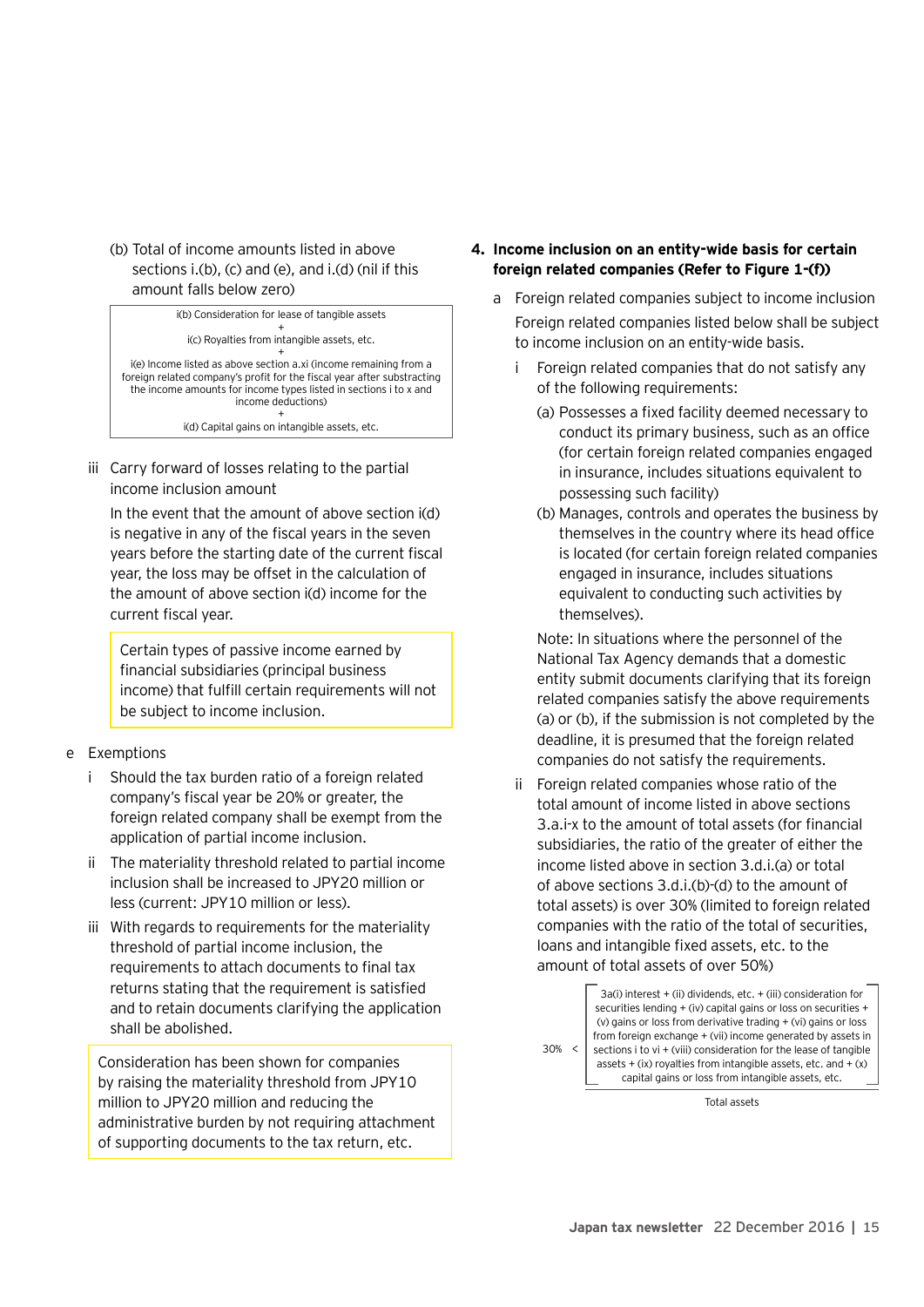(b) Total of income amounts listed in above sections i.(b), (c) and (e), and i.(d) (nil if this amount falls below zero)

> i(b) Consideration for lease of tangible assets
> +
> i(c) Royalties from intangible assets, etc.
> +
> i(e) Income listed as above section a.xi (income remaining from a foreign related company's profit for the fiscal year after substracting the income amounts for income types listed in sections i to x and income deductions)
> +
> i(d) Capital gains on intangible assets, etc.

iii Carry forward of losses relating to the partial income inclusion amount

In the event that the amount of above section i(d) is negative in any of the fiscal years in the seven years before the starting date of the current fiscal year, the loss may be offset in the calculation of the amount of above section i(d) income for the current fiscal year.

> Certain types of passive income earned by financial subsidiaries (principal business income) that fulfill certain requirements will not be subject to income inclusion.

e Exemptions

i Should the tax burden ratio of a foreign related company's fiscal year be 20% or greater, the foreign related company shall be exempt from the application of partial income inclusion.

ii The materiality threshold related to partial income inclusion shall be increased to JPY20 million or less (current: JPY10 million or less).

iii With regards to requirements for the materiality threshold of partial income inclusion, the requirements to attach documents to final tax returns stating that the requirement is satisfied and to retain documents clarifying the application shall be abolished.

> Consideration has been shown for companies by raising the materiality threshold from JPY10 million to JPY20 million and reducing the administrative burden by not requiring attachment of supporting documents to the tax return, etc.

**4. Income inclusion on an entity-wide basis for certain foreign related companies (Refer to Figure 1-(f))**

a Foreign related companies subject to income inclusion

Foreign related companies listed below shall be subject to income inclusion on an entity-wide basis.

i Foreign related companies that do not satisfy any of the following requirements:

(a) Possesses a fixed facility deemed necessary to conduct its primary business, such as an office (for certain foreign related companies engaged in insurance, includes situations equivalent to possessing such facility)

(b) Manages, controls and operates the business by themselves in the country where its head office is located (for certain foreign related companies engaged in insurance, includes situations equivalent to conducting such activities by themselves).

Note: In situations where the personnel of the National Tax Agency demands that a domestic entity submit documents clarifying that its foreign related companies satisfy the above requirements (a) or (b), if the submission is not completed by the deadline, it is presumed that the foreign related companies do not satisfy the requirements.

ii Foreign related companies whose ratio of the total amount of income listed in above sections 3.a.i-x to the amount of total assets (for financial subsidiaries, the ratio of the greater of either the income listed above in section 3.d.i.(a) or total of above sections 3.d.i.(b)-(d) to the amount of total assets) is over 30% (limited to foreign related companies with the ratio of the total of securities, loans and intangible fixed assets, etc. to the amount of total assets of over 50%)

$$30\% < \frac{\text{3a(i) interest + (ii) dividends, etc. + (iii) consideration for securities lending + (iv) capital gains or loss on securities + (v) gains or loss from derivative trading + (vi) gains or loss from foreign exchange + (vii) income generated by assets in sections i to vi + (viii) consideration for the lease of tangible assets + (ix) royalties from intangible assets, etc. and + (x) capital gains or loss from intangible assets, etc.}}{\text{Total assets}}$$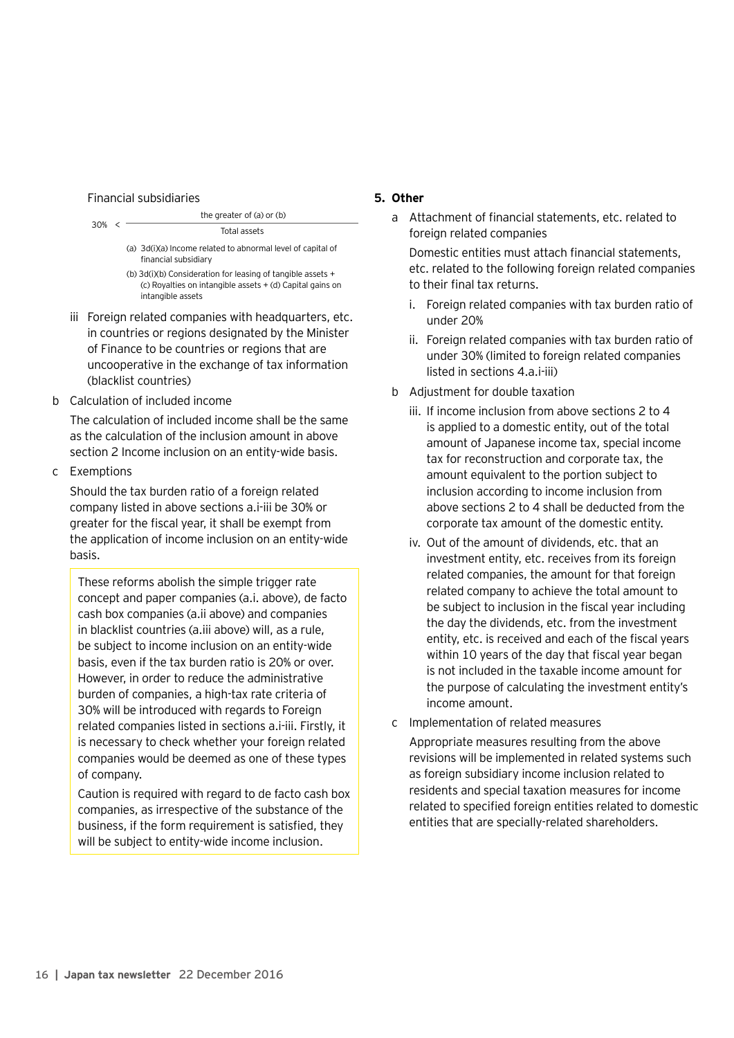Financial subsidiaries

$$30\% < \frac{\text{the greater of (a) or (b)}}{\text{Total assets}}$$

(a) 3d(i)(a) Income related to abnormal level of capital of financial subsidiary

(b) 3d(i)(b) Consideration for leasing of tangible assets + (c) Royalties on intangible assets + (d) Capital gains on intangible assets

iii Foreign related companies with headquarters, etc. in countries or regions designated by the Minister of Finance to be countries or regions that are uncooperative in the exchange of tax information (blacklist countries)

b Calculation of included income

The calculation of included income shall be the same as the calculation of the inclusion amount in above section 2 Income inclusion on an entity-wide basis.

c Exemptions

Should the tax burden ratio of a foreign related company listed in above sections a.i-iii be 30% or greater for the fiscal year, it shall be exempt from the application of income inclusion on an entity-wide basis.

> These reforms abolish the simple trigger rate concept and paper companies (a.i. above), de facto cash box companies (a.ii above) and companies in blacklist countries (a.iii above) will, as a rule, be subject to income inclusion on an entity-wide basis, even if the tax burden ratio is 20% or over. However, in order to reduce the administrative burden of companies, a high-tax rate criteria of 30% will be introduced with regards to Foreign related companies listed in sections a.i-iii. Firstly, it is necessary to check whether your foreign related companies would be deemed as one of these types of company.
>
> Caution is required with regard to de facto cash box companies, as irrespective of the substance of the business, if the form requirement is satisfied, they will be subject to entity-wide income inclusion.

## 5. Other

a Attachment of financial statements, etc. related to foreign related companies

Domestic entities must attach financial statements, etc. related to the following foreign related companies to their final tax returns.

i. Foreign related companies with tax burden ratio of under 20%

ii. Foreign related companies with tax burden ratio of under 30% (limited to foreign related companies listed in sections 4.a.i-iii)

b Adjustment for double taxation

iii. If income inclusion from above sections 2 to 4 is applied to a domestic entity, out of the total amount of Japanese income tax, special income tax for reconstruction and corporate tax, the amount equivalent to the portion subject to inclusion according to income inclusion from above sections 2 to 4 shall be deducted from the corporate tax amount of the domestic entity.

iv. Out of the amount of dividends, etc. that an investment entity, etc. receives from its foreign related companies, the amount for that foreign related company to achieve the total amount to be subject to inclusion in the fiscal year including the day the dividends, etc. from the investment entity, etc. is received and each of the fiscal years within 10 years of the day that fiscal year began is not included in the taxable income amount for the purpose of calculating the investment entity's income amount.

c Implementation of related measures

Appropriate measures resulting from the above revisions will be implemented in related systems such as foreign subsidiary income inclusion related to residents and special taxation measures for income related to specified foreign entities related to domestic entities that are specially-related shareholders.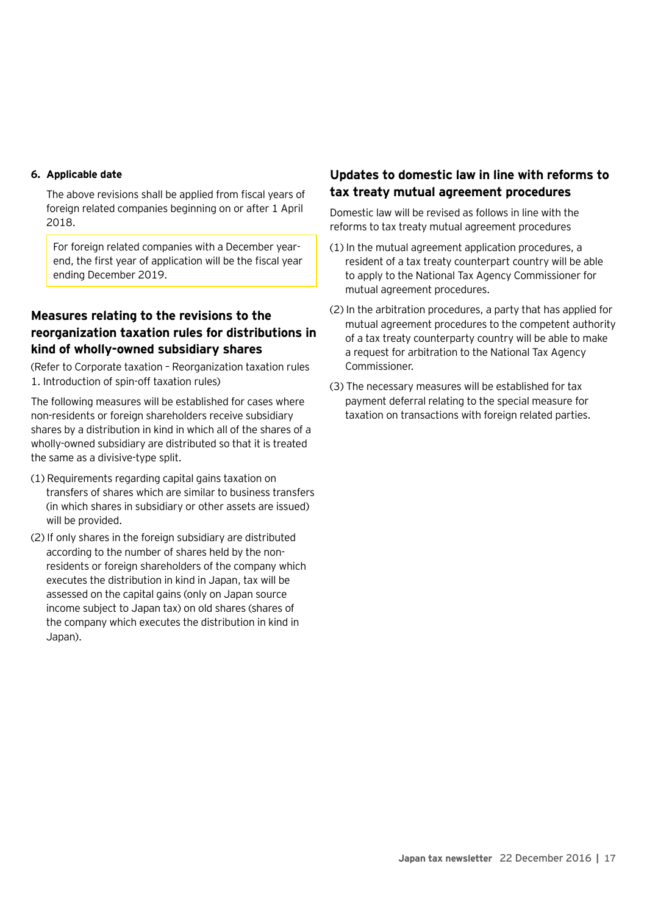**6. Applicable date**

The above revisions shall be applied from fiscal years of foreign related companies beginning on or after 1 April 2018.

> For foreign related companies with a December year-end, the first year of application will be the fiscal year ending December 2019.

## Measures relating to the revisions to the reorganization taxation rules for distributions in kind of wholly-owned subsidiary shares

(Refer to Corporate taxation – Reorganization taxation rules 1. Introduction of spin-off taxation rules)

The following measures will be established for cases where non-residents or foreign shareholders receive subsidiary shares by a distribution in kind in which all of the shares of a wholly-owned subsidiary are distributed so that it is treated the same as a divisive-type split.

(1) Requirements regarding capital gains taxation on transfers of shares which are similar to business transfers (in which shares in subsidiary or other assets are issued) will be provided.

(2) If only shares in the foreign subsidiary are distributed according to the number of shares held by the non-residents or foreign shareholders of the company which executes the distribution in kind in Japan, tax will be assessed on the capital gains (only on Japan source income subject to Japan tax) on old shares (shares of the company which executes the distribution in kind in Japan).

## Updates to domestic law in line with reforms to tax treaty mutual agreement procedures

Domestic law will be revised as follows in line with the reforms to tax treaty mutual agreement procedures

(1) In the mutual agreement application procedures, a resident of a tax treaty counterpart country will be able to apply to the National Tax Agency Commissioner for mutual agreement procedures.

(2) In the arbitration procedures, a party that has applied for mutual agreement procedures to the competent authority of a tax treaty counterparty country will be able to make a request for arbitration to the National Tax Agency Commissioner.

(3) The necessary measures will be established for tax payment deferral relating to the special measure for taxation on transactions with foreign related parties.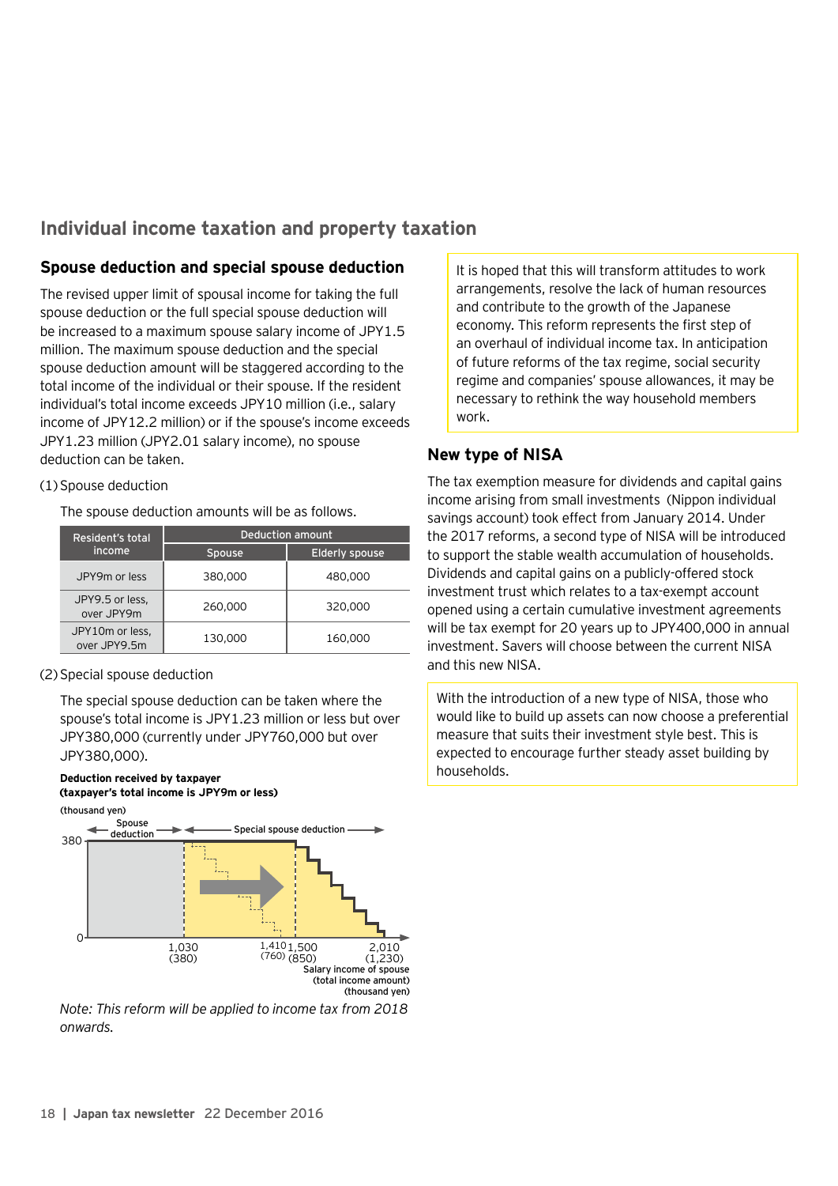## Individual income taxation and property taxation

### Spouse deduction and special spouse deduction

The revised upper limit of spousal income for taking the full spouse deduction or the full special spouse deduction will be increased to a maximum spouse salary income of JPY1.5 million. The maximum spouse deduction and the special spouse deduction amount will be staggered according to the total income of the individual or their spouse. If the resident individual's total income exceeds JPY10 million (i.e., salary income of JPY12.2 million) or if the spouse's income exceeds JPY1.23 million (JPY2.01 salary income), no spouse deduction can be taken.

(1) Spouse deduction

The spouse deduction amounts will be as follows.

| Resident's total income | Deduction amount | |
|---|---|---|
| | Spouse | Elderly spouse |
| JPY9m or less | 380,000 | 480,000 |
| JPY9.5 or less, over JPY9m | 260,000 | 320,000 |
| JPY10m or less, over JPY9.5m | 130,000 | 160,000 |

(2) Special spouse deduction

The special spouse deduction can be taken where the spouse's total income is JPY1.23 million or less but over JPY380,000 (currently under JPY760,000 but over JPY380,000).

**Deduction received by taxpayer (taxpayer's total income is JPY9m or less)**

(thousand yen)

Spouse deduction | Special spouse deduction

380 | 0 | 1,030 (380) | 1,410 (760) | 1,500 (850) | 2,010 (1,230)

Salary income of spouse (total income amount) (thousand yen)

*Note: This reform will be applied to income tax from 2018 onwards.*

It is hoped that this will transform attitudes to work arrangements, resolve the lack of human resources and contribute to the growth of the Japanese economy. This reform represents the first step of an overhaul of individual income tax. In anticipation of future reforms of the tax regime, social security regime and companies' spouse allowances, it may be necessary to rethink the way household members work.

### New type of NISA

The tax exemption measure for dividends and capital gains income arising from small investments (Nippon individual savings account) took effect from January 2014. Under the 2017 reforms, a second type of NISA will be introduced to support the stable wealth accumulation of households. Dividends and capital gains on a publicly-offered stock investment trust which relates to a tax-exempt account opened using a certain cumulative investment agreements will be tax exempt for 20 years up to JPY400,000 in annual investment. Savers will choose between the current NISA and this new NISA.

With the introduction of a new type of NISA, those who would like to build up assets can now choose a preferential measure that suits their investment style best. This is expected to encourage further steady asset building by households.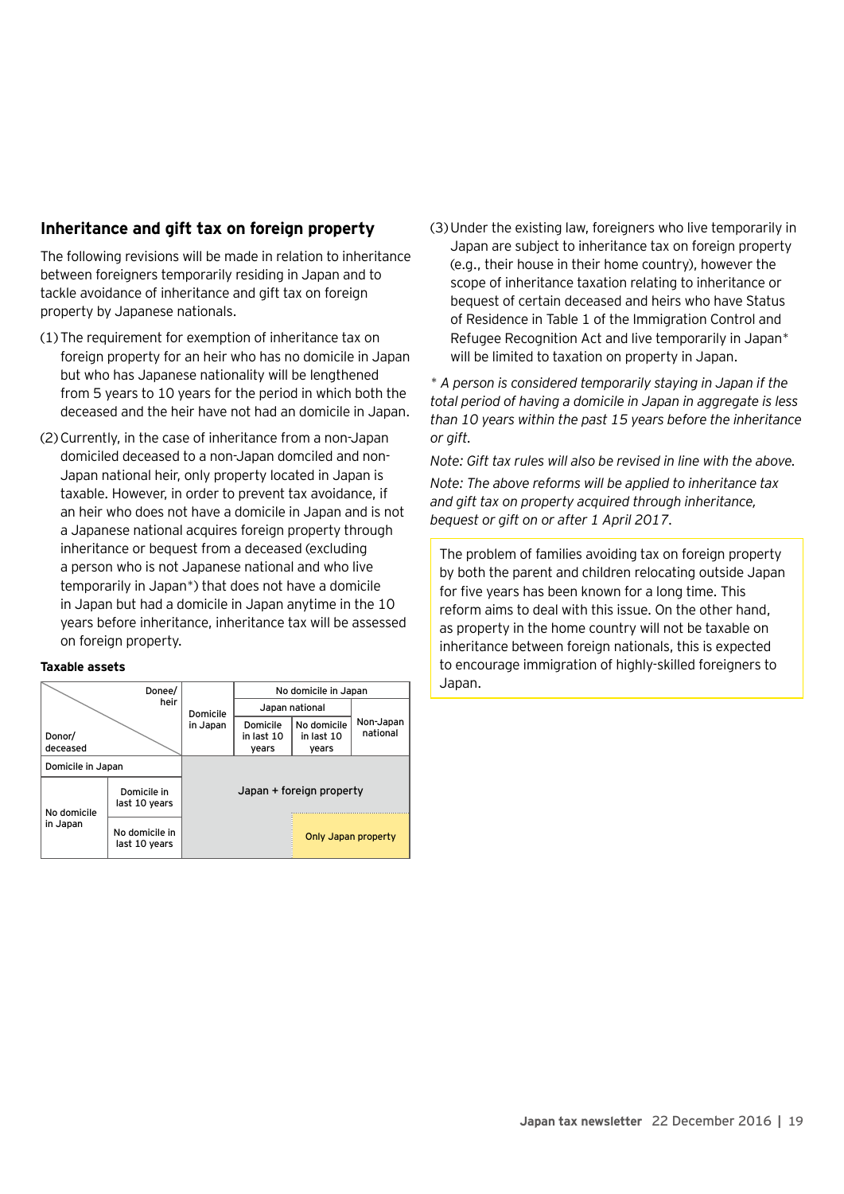## Inheritance and gift tax on foreign property

The following revisions will be made in relation to inheritance between foreigners temporarily residing in Japan and to tackle avoidance of inheritance and gift tax on foreign property by Japanese nationals.

(1) The requirement for exemption of inheritance tax on foreign property for an heir who has no domicile in Japan but who has Japanese nationality will be lengthened from 5 years to 10 years for the period in which both the deceased and the heir have not had an domicile in Japan.

(2) Currently, in the case of inheritance from a non-Japan domiciled deceased to a non-Japan domciled and non-Japan national heir, only property located in Japan is taxable. However, in order to prevent tax avoidance, if an heir who does not have a domicile in Japan and is not a Japanese national acquires foreign property through inheritance or bequest from a deceased (excluding a person who is not Japanese national and who live temporarily in Japan*) that does not have a domicile in Japan but had a domicile in Japan anytime in the 10 years before inheritance, inheritance tax will be assessed on foreign property.

**Taxable assets**

| Donor/deceased \ Donee/heir | | Domicile in Japan | No domicile in Japan | | |
|---|---|---|---|---|---|
| | | | Japan national | | Non-Japan national |
| | | | Domicile in last 10 years | No domicile in last 10 years | |
| Domicile in Japan | | Japan + foreign property | Japan + foreign property | Japan + foreign property | Japan + foreign property |
| No domicile in Japan | Domicile in last 10 years | Japan + foreign property | Japan + foreign property | Japan + foreign property | Japan + foreign property |
| | No domicile in last 10 years | Japan + foreign property | Japan + foreign property | Only Japan property | Only Japan property |

(3) Under the existing law, foreigners who live temporarily in Japan are subject to inheritance tax on foreign property (e.g., their house in their home country), however the scope of inheritance taxation relating to inheritance or bequest of certain deceased and heirs who have Status of Residence in Table 1 of the Immigration Control and Refugee Recognition Act and live temporarily in Japan* will be limited to taxation on property in Japan.

*\* A person is considered temporarily staying in Japan if the total period of having a domicile in Japan in aggregate is less than 10 years within the past 15 years before the inheritance or gift.*

*Note: Gift tax rules will also be revised in line with the above.*

*Note: The above reforms will be applied to inheritance tax and gift tax on property acquired through inheritance, bequest or gift on or after 1 April 2017.*

The problem of families avoiding tax on foreign property by both the parent and children relocating outside Japan for five years has been known for a long time. This reform aims to deal with this issue. On the other hand, as property in the home country will not be taxable on inheritance between foreign nationals, this is expected to encourage immigration of highly-skilled foreigners to Japan.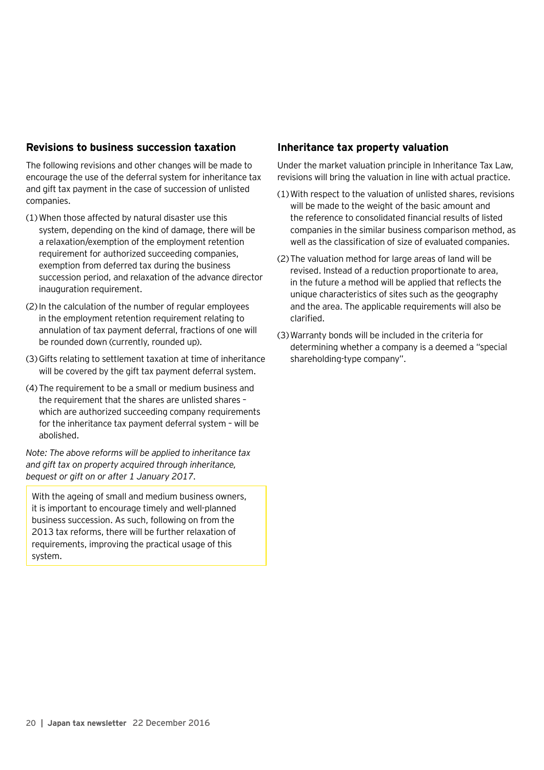## Revisions to business succession taxation

The following revisions and other changes will be made to encourage the use of the deferral system for inheritance tax and gift tax payment in the case of succession of unlisted companies.

(1) When those affected by natural disaster use this system, depending on the kind of damage, there will be a relaxation/exemption of the employment retention requirement for authorized succeeding companies, exemption from deferred tax during the business succession period, and relaxation of the advance director inauguration requirement.

(2) In the calculation of the number of regular employees in the employment retention requirement relating to annulation of tax payment deferral, fractions of one will be rounded down (currently, rounded up).

(3) Gifts relating to settlement taxation at time of inheritance will be covered by the gift tax payment deferral system.

(4) The requirement to be a small or medium business and the requirement that the shares are unlisted shares – which are authorized succeeding company requirements for the inheritance tax payment deferral system – will be abolished.

*Note: The above reforms will be applied to inheritance tax and gift tax on property acquired through inheritance, bequest or gift on or after 1 January 2017.*

> With the ageing of small and medium business owners, it is important to encourage timely and well-planned business succession. As such, following on from the 2013 tax reforms, there will be further relaxation of requirements, improving the practical usage of this system.

## Inheritance tax property valuation

Under the market valuation principle in Inheritance Tax Law, revisions will bring the valuation in line with actual practice.

(1) With respect to the valuation of unlisted shares, revisions will be made to the weight of the basic amount and the reference to consolidated financial results of listed companies in the similar business comparison method, as well as the classification of size of evaluated companies.

(2) The valuation method for large areas of land will be revised. Instead of a reduction proportionate to area, in the future a method will be applied that reflects the unique characteristics of sites such as the geography and the area. The applicable requirements will also be clarified.

(3) Warranty bonds will be included in the criteria for determining whether a company is a deemed a "special shareholding-type company".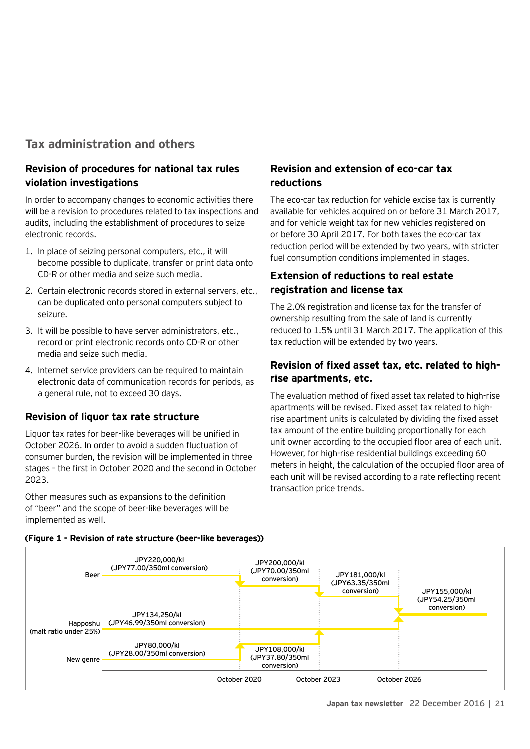## Tax administration and others

### Revision of procedures for national tax rules violation investigations

In order to accompany changes to economic activities there will be a revision to procedures related to tax inspections and audits, including the establishment of procedures to seize electronic records.

1. In place of seizing personal computers, etc., it will become possible to duplicate, transfer or print data onto CD-R or other media and seize such media.
2. Certain electronic records stored in external servers, etc., can be duplicated onto personal computers subject to seizure.
3. It will be possible to have server administrators, etc., record or print electronic records onto CD-R or other media and seize such media.
4. Internet service providers can be required to maintain electronic data of communication records for periods, as a general rule, not to exceed 30 days.

### Revision of liquor tax rate structure

Liquor tax rates for beer-like beverages will be unified in October 2026. In order to avoid a sudden fluctuation of consumer burden, the revision will be implemented in three stages – the first in October 2020 and the second in October 2023.

Other measures such as expansions to the definition of "beer" and the scope of beer-like beverages will be implemented as well.

### Revision and extension of eco-car tax reductions

The eco-car tax reduction for vehicle excise tax is currently available for vehicles acquired on or before 31 March 2017, and for vehicle weight tax for new vehicles registered on or before 30 April 2017. For both taxes the eco-car tax reduction period will be extended by two years, with stricter fuel consumption conditions implemented in stages.

### Extension of reductions to real estate registration and license tax

The 2.0% registration and license tax for the transfer of ownership resulting from the sale of land is currently reduced to 1.5% until 31 March 2017. The application of this tax reduction will be extended by two years.

### Revision of fixed asset tax, etc. related to high-rise apartments, etc.

The evaluation method of fixed asset tax related to high-rise apartments will be revised. Fixed asset tax related to high-rise apartment units is calculated by dividing the fixed asset tax amount of the entire building proportionally for each unit owner according to the occupied floor area of each unit. However, for high-rise residential buildings exceeding 60 meters in height, the calculation of the occupied floor area of each unit will be revised according to a rate reflecting recent transaction price trends.

**(Figure 1 - Revision of rate structure (beer-like beverages))**

| | Current | October 2020 | October 2023 | October 2026 |
|---|---|---|---|---|
| Beer | JPY220,000/kl (JPY77.00/350ml conversion) | JPY200,000/kl (JPY70.00/350ml conversion) | JPY181,000/kl (JPY63.35/350ml conversion) | JPY155,000/kl (JPY54.25/350ml conversion) |
| Happoshu (malt ratio under 25%) | JPY134,250/kl (JPY46.99/350ml conversion) | JPY134,250/kl (JPY46.99/350ml conversion) | JPY134,250/kl (JPY46.99/350ml conversion) | JPY155,000/kl (JPY54.25/350ml conversion) |
| New genre | JPY80,000/kl (JPY28.00/350ml conversion) | JPY108,000/kl (JPY37.80/350ml conversion) | JPY134,250/kl (JPY46.99/350ml conversion) | JPY155,000/kl (JPY54.25/350ml conversion) |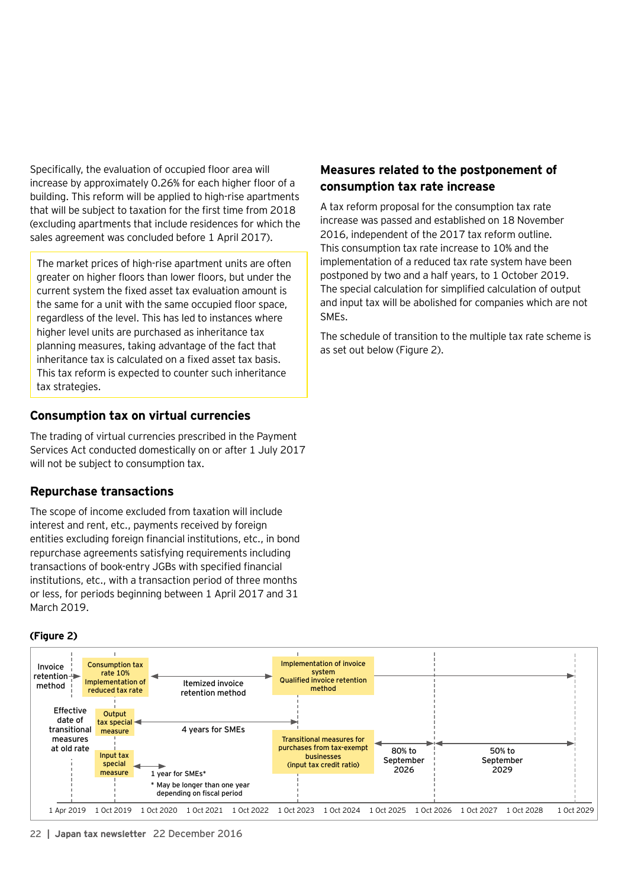Specifically, the evaluation of occupied floor area will increase by approximately 0.26% for each higher floor of a building. This reform will be applied to high-rise apartments that will be subject to taxation for the first time from 2018 (excluding apartments that include residences for which the sales agreement was concluded before 1 April 2017).

> The market prices of high-rise apartment units are often greater on higher floors than lower floors, but under the current system the fixed asset tax evaluation amount is the same for a unit with the same occupied floor space, regardless of the level. This has led to instances where higher level units are purchased as inheritance tax planning measures, taking advantage of the fact that inheritance tax is calculated on a fixed asset tax basis. This tax reform is expected to counter such inheritance tax strategies.

## Consumption tax on virtual currencies

The trading of virtual currencies prescribed in the Payment Services Act conducted domestically on or after 1 July 2017 will not be subject to consumption tax.

## Repurchase transactions

The scope of income excluded from taxation will include interest and rent, etc., payments received by foreign entities excluding foreign financial institutions, etc., in bond repurchase agreements satisfying requirements including transactions of book-entry JGBs with specified financial institutions, etc., with a transaction period of three months or less, for periods beginning between 1 April 2017 and 31 March 2019.

## Measures related to the postponement of consumption tax rate increase

A tax reform proposal for the consumption tax rate increase was passed and established on 18 November 2016, independent of the 2017 tax reform outline. This consumption tax rate increase to 10% and the implementation of a reduced tax rate system have been postponed by two and a half years, to 1 October 2019. The special calculation for simplified calculation of output and input tax will be abolished for companies which are not SMEs.

The schedule of transition to the multiple tax rate scheme is as set out below (Figure 2).

**(Figure 2)**

Invoice retention method
- 1 Oct 2019: Consumption tax rate 10% / Implementation of reduced tax rate
- 1 Oct 2019 to 1 Oct 2023: Itemized invoice retention method
- 1 Oct 2023 onward: Implementation of invoice system / Qualified invoice retention method

Effective date of transitional measures at old rate
- Output tax special measure: 4 years for SMEs (1 Oct 2019 to 1 Oct 2023)
- Input tax special measure: 1 year for SMEs*
  - \* May be longer than one year depending on fiscal period
- Transitional measures for purchases from tax-exempt businesses (input tax credit ratio): 80% to September 2026; 50% to September 2029

Timeline: 1 Apr 2019 | 1 Oct 2019 | 1 Oct 2020 | 1 Oct 2021 | 1 Oct 2022 | 1 Oct 2023 | 1 Oct 2024 | 1 Oct 2025 | 1 Oct 2026 | 1 Oct 2027 | 1 Oct 2028 | 1 Oct 2029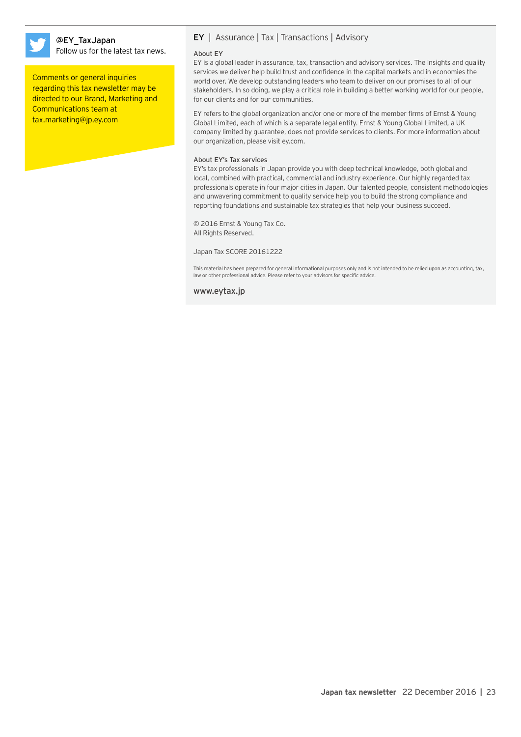@EY_TaxJapan
Follow us for the latest tax news.

Comments or general inquiries regarding this tax newsletter may be directed to our Brand, Marketing and Communications team at tax.marketing@jp.ey.com

**EY** | Assurance | Tax | Transactions | Advisory

**About EY**
EY is a global leader in assurance, tax, transaction and advisory services. The insights and quality services we deliver help build trust and confidence in the capital markets and in economies the world over. We develop outstanding leaders who team to deliver on our promises to all of our stakeholders. In so doing, we play a critical role in building a better working world for our people, for our clients and for our communities.

EY refers to the global organization and/or one or more of the member firms of Ernst & Young Global Limited, each of which is a separate legal entity. Ernst & Young Global Limited, a UK company limited by guarantee, does not provide services to clients. For more information about our organization, please visit ey.com.

**About EY's Tax services**
EY's tax professionals in Japan provide you with deep technical knowledge, both global and local, combined with practical, commercial and industry experience. Our highly regarded tax professionals operate in four major cities in Japan. Our talented people, consistent methodologies and unwavering commitment to quality service help you to build the strong compliance and reporting foundations and sustainable tax strategies that help your business succeed.

© 2016 Ernst & Young Tax Co.
All Rights Reserved.

Japan Tax SCORE 20161222

This material has been prepared for general informational purposes only and is not intended to be relied upon as accounting, tax, law or other professional advice. Please refer to your advisors for specific advice.

www.eytax.jp